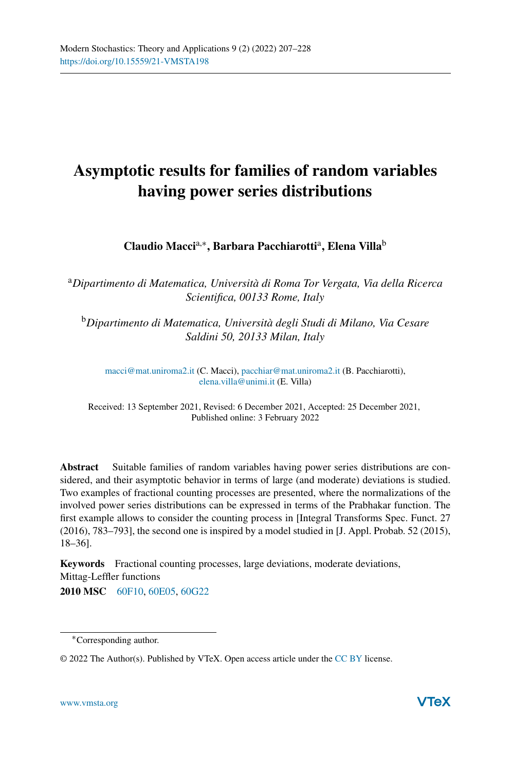# Asymptotic results for families of random variables having power series distributions

**Claudio Macci**[a,*], **Barbara Pacchiarotti**[a], **Elena Villa**[b]

[a] *Dipartimento di Matematica, Università di Roma Tor Vergata, Via della Ricerca Scientifica, 00133 Rome, Italy*

[b] *Dipartimento di Matematica, Università degli Studi di Milano, Via Cesare Saldini 50, 20133 Milan, Italy*

macci@mat.uniroma2.it (C. Macci), pacchiar@mat.uniroma2.it (B. Pacchiarotti), elena.villa@unimi.it (E. Villa)

Received: 13 September 2021, Revised: 6 December 2021, Accepted: 25 December 2021, Published online: 3 February 2022

**Abstract** Suitable families of random variables having power series distributions are considered, and their asymptotic behavior in terms of large (and moderate) deviations is studied. Two examples of fractional counting processes are presented, where the normalizations of the involved power series distributions can be expressed in terms of the Prabhakar function. The first example allows to consider the counting process in [Integral Transforms Spec. Funct. 27 (2016), 783–793], the second one is inspired by a model studied in [J. Appl. Probab. 52 (2015), 18–36].

**Keywords** Fractional counting processes, large deviations, moderate deviations, Mittag-Leffler functions

**2010 MSC** 60F10, 60E05, 60G22

*Corresponding author.

© 2022 The Author(s). Published by VTeX. Open access article under the CC BY license.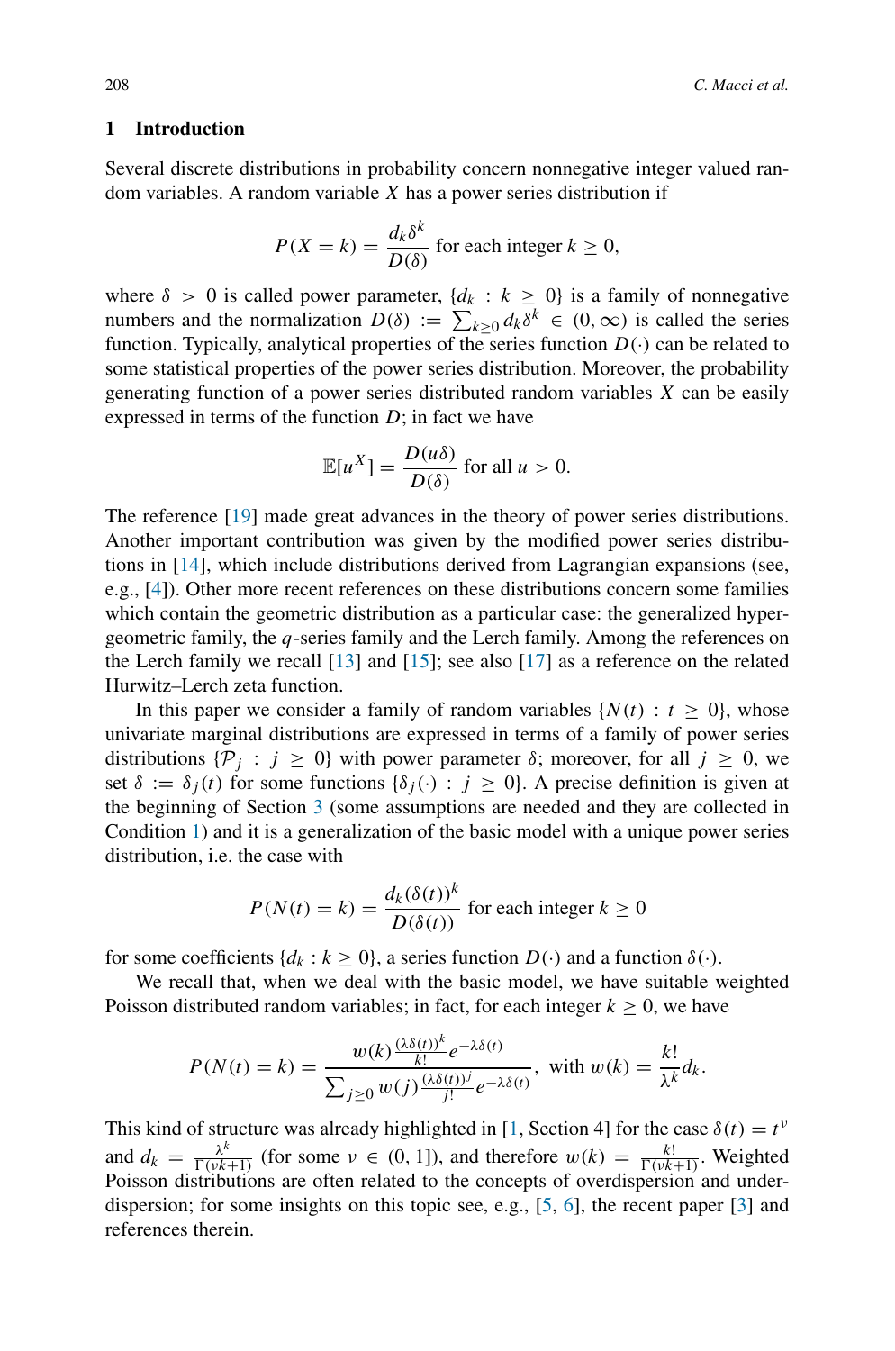## 1 Introduction

Several discrete distributions in probability concern nonnegative integer valued random variables. A random variable $X$ has a power series distribution if

$$P(X = k) = \frac{d_k \delta^k}{D(\delta)} \text{ for each integer } k \geq 0,$$

where $\delta > 0$ is called power parameter, $\{d_k : k \geq 0\}$ is a family of nonnegative numbers and the normalization $D(\delta) := \sum_{k\geq 0} d_k \delta^k \in (0, \infty)$ is called the series function. Typically, analytical properties of the series function $D(\cdot)$ can be related to some statistical properties of the power series distribution. Moreover, the probability generating function of a power series distributed random variables $X$ can be easily expressed in terms of the function $D$; in fact we have

$$\mathbb{E}[u^X] = \frac{D(u\delta)}{D(\delta)} \text{ for all } u > 0.$$

The reference [19] made great advances in the theory of power series distributions. Another important contribution was given by the modified power series distributions in [14], which include distributions derived from Lagrangian expansions (see, e.g., [4]). Other more recent references on these distributions concern some families which contain the geometric distribution as a particular case: the generalized hypergeometric family, the $q$-series family and the Lerch family. Among the references on the Lerch family we recall [13] and [15]; see also [17] as a reference on the related Hurwitz–Lerch zeta function.

In this paper we consider a family of random variables $\{N(t) : t \geq 0\}$, whose univariate marginal distributions are expressed in terms of a family of power series distributions $\{\mathcal{P}_j : j \geq 0\}$ with power parameter $\delta$; moreover, for all $j \geq 0$, we set $\delta := \delta_j(t)$ for some functions $\{\delta_j(\cdot) : j \geq 0\}$. A precise definition is given at the beginning of Section 3 (some assumptions are needed and they are collected in Condition 1) and it is a generalization of the basic model with a unique power series distribution, i.e. the case with

$$P(N(t) = k) = \frac{d_k (\delta(t))^k}{D(\delta(t))} \text{ for each integer } k \geq 0$$

for some coefficients $\{d_k : k \geq 0\}$, a series function $D(\cdot)$ and a function $\delta(\cdot)$.

We recall that, when we deal with the basic model, we have suitable weighted Poisson distributed random variables; in fact, for each integer $k \geq 0$, we have

$$P(N(t) = k) = \frac{w(k)\frac{(\lambda\delta(t))^k}{k!}e^{-\lambda\delta(t)}}{\sum_{j\geq 0} w(j)\frac{(\lambda\delta(t))^j}{j!}e^{-\lambda\delta(t)}}, \text{ with } w(k) = \frac{k!}{\lambda^k} d_k.$$

This kind of structure was already highlighted in [1, Section 4] for the case $\delta(t) = t^\nu$ and $d_k = \frac{\lambda^k}{\Gamma(\nu k+1)}$ (for some $\nu \in (0, 1]$), and therefore $w(k) = \frac{k!}{\Gamma(\nu k+1)}$. Weighted Poisson distributions are often related to the concepts of overdispersion and underdispersion; for some insights on this topic see, e.g., [5, 6], the recent paper [3] and references therein.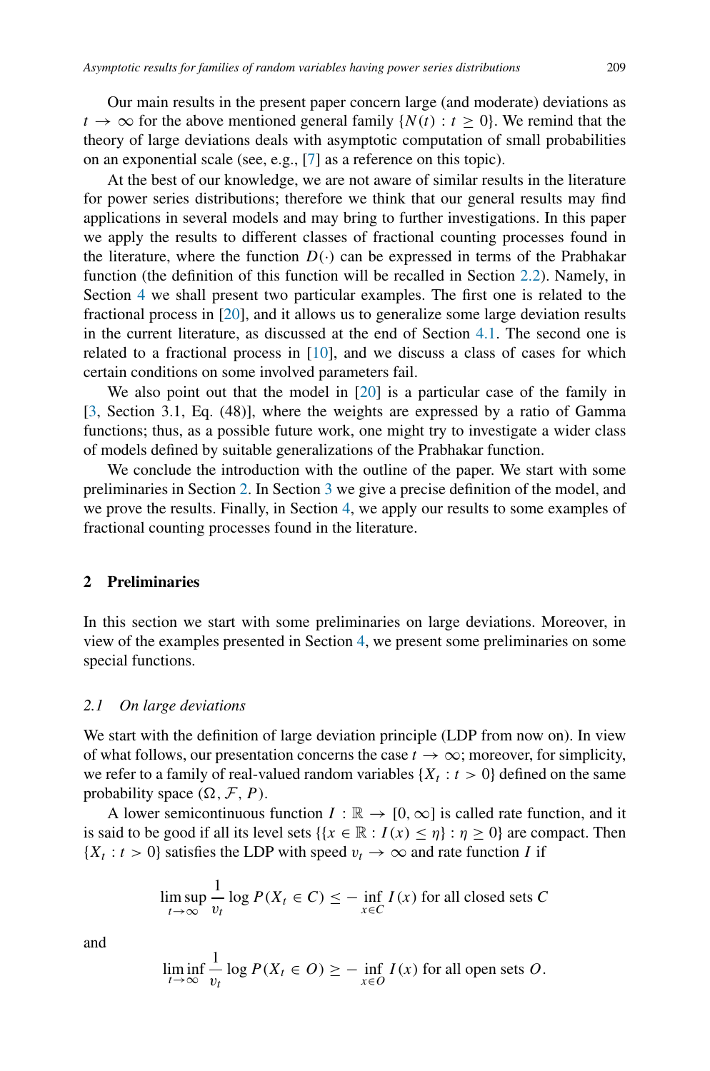Our main results in the present paper concern large (and moderate) deviations as $t \to \infty$ for the above mentioned general family $\{N(t) : t \geq 0\}$. We remind that the theory of large deviations deals with asymptotic computation of small probabilities on an exponential scale (see, e.g., [7] as a reference on this topic).

At the best of our knowledge, we are not aware of similar results in the literature for power series distributions; therefore we think that our general results may find applications in several models and may bring to further investigations. In this paper we apply the results to different classes of fractional counting processes found in the literature, where the function $D(\cdot)$ can be expressed in terms of the Prabhakar function (the definition of this function will be recalled in Section 2.2). Namely, in Section 4 we shall present two particular examples. The first one is related to the fractional process in [20], and it allows us to generalize some large deviation results in the current literature, as discussed at the end of Section 4.1. The second one is related to a fractional process in [10], and we discuss a class of cases for which certain conditions on some involved parameters fail.

We also point out that the model in [20] is a particular case of the family in [3, Section 3.1, Eq. (48)], where the weights are expressed by a ratio of Gamma functions; thus, as a possible future work, one might try to investigate a wider class of models defined by suitable generalizations of the Prabhakar function.

We conclude the introduction with the outline of the paper. We start with some preliminaries in Section 2. In Section 3 we give a precise definition of the model, and we prove the results. Finally, in Section 4, we apply our results to some examples of fractional counting processes found in the literature.

## 2 Preliminaries

In this section we start with some preliminaries on large deviations. Moreover, in view of the examples presented in Section 4, we present some preliminaries on some special functions.

### 2.1 On large deviations

We start with the definition of large deviation principle (LDP from now on). In view of what follows, our presentation concerns the case $t \to \infty$; moreover, for simplicity, we refer to a family of real-valued random variables $\{X_t : t > 0\}$ defined on the same probability space $(\Omega, \mathcal{F}, P)$.

A lower semicontinuous function $I : \mathbb{R} \to [0, \infty]$ is called rate function, and it is said to be good if all its level sets $\{\{x \in \mathbb{R} : I(x) \leq \eta\} : \eta \geq 0\}$ are compact. Then $\{X_t : t > 0\}$ satisfies the LDP with speed $v_t \to \infty$ and rate function $I$ if

$$\limsup_{t\to\infty} \frac{1}{v_t} \log P(X_t \in C) \leq -\inf_{x\in C} I(x) \text{ for all closed sets } C$$

and

$$\liminf_{t\to\infty} \frac{1}{v_t} \log P(X_t \in O) \geq -\inf_{x\in O} I(x) \text{ for all open sets } O.$$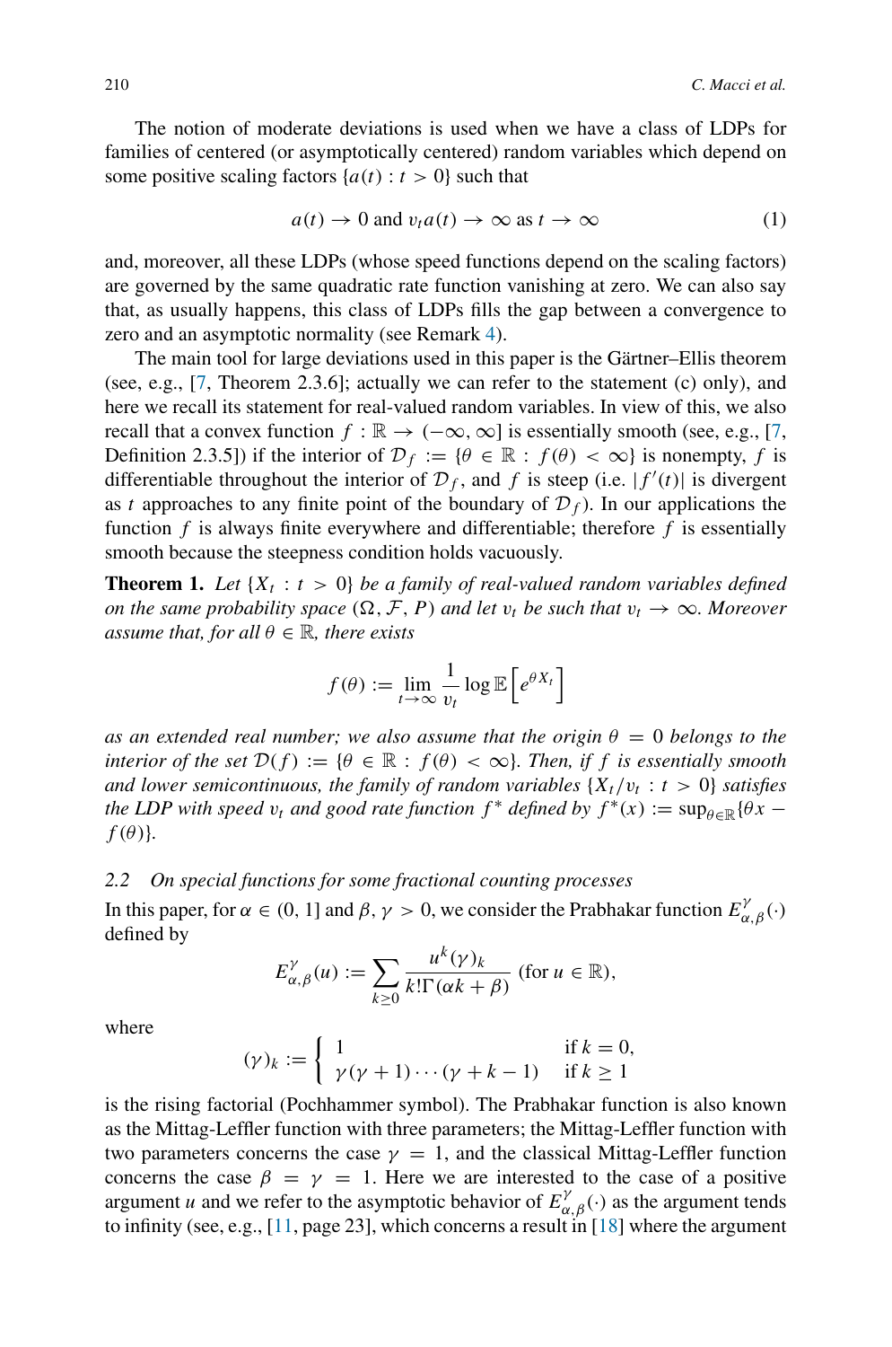The notion of moderate deviations is used when we have a class of LDPs for families of centered (or asymptotically centered) random variables which depend on some positive scaling factors $\{a(t) : t > 0\}$ such that

$$a(t) \to 0 \text{ and } v_t a(t) \to \infty \text{ as } t \to \infty \tag{1}$$

and, moreover, all these LDPs (whose speed functions depend on the scaling factors) are governed by the same quadratic rate function vanishing at zero. We can also say that, as usually happens, this class of LDPs fills the gap between a convergence to zero and an asymptotic normality (see Remark 4).

The main tool for large deviations used in this paper is the Gärtner–Ellis theorem (see, e.g., [7, Theorem 2.3.6]; actually we can refer to the statement (c) only), and here we recall its statement for real-valued random variables. In view of this, we also recall that a convex function $f : \mathbb{R} \to (-\infty, \infty]$ is essentially smooth (see, e.g., [7, Definition 2.3.5]) if the interior of $\mathcal{D}_f := \{\theta \in \mathbb{R} : f(\theta) < \infty\}$ is nonempty, $f$ is differentiable throughout the interior of $\mathcal{D}_f$, and $f$ is steep (i.e. $|f'(t)|$ is divergent as $t$ approaches to any finite point of the boundary of $\mathcal{D}_f$). In our applications the function $f$ is always finite everywhere and differentiable; therefore $f$ is essentially smooth because the steepness condition holds vacuously.

**Theorem 1.** *Let $\{X_t : t > 0\}$ be a family of real-valued random variables defined on the same probability space $(\Omega, \mathcal{F}, P)$ and let $v_t$ be such that $v_t \to \infty$. Moreover assume that, for all $\theta \in \mathbb{R}$, there exists*

$$f(\theta) := \lim_{t\to\infty} \frac{1}{v_t} \log \mathbb{E}\left[e^{\theta X_t}\right]$$

*as an extended real number; we also assume that the origin $\theta = 0$ belongs to the interior of the set $\mathcal{D}(f) := \{\theta \in \mathbb{R} : f(\theta) < \infty\}$. Then, if $f$ is essentially smooth and lower semicontinuous, the family of random variables $\{X_t/v_t : t > 0\}$ satisfies the LDP with speed $v_t$ and good rate function $f^*$ defined by $f^*(x) := \sup_{\theta\in\mathbb{R}}\{\theta x - f(\theta)\}$.*

### 2.2 On special functions for some fractional counting processes

In this paper, for $\alpha \in (0, 1]$ and $\beta, \gamma > 0$, we consider the Prabhakar function $E^{\gamma}_{\alpha,\beta}(\cdot)$ defined by

$$E^{\gamma}_{\alpha,\beta}(u) := \sum_{k\geq 0} \frac{u^k (\gamma)_k}{k!\Gamma(\alpha k + \beta)} \text{ (for } u \in \mathbb{R}),$$

where

$$(\gamma)_k := \begin{cases} 1 & \text{if } k = 0, \\ \gamma(\gamma + 1)\cdots(\gamma + k - 1) & \text{if } k \geq 1 \end{cases}$$

is the rising factorial (Pochhammer symbol). The Prabhakar function is also known as the Mittag-Leffler function with three parameters; the Mittag-Leffler function with two parameters concerns the case $\gamma = 1$, and the classical Mittag-Leffler function concerns the case $\beta = \gamma = 1$. Here we are interested to the case of a positive argument $u$ and we refer to the asymptotic behavior of $E^{\gamma}_{\alpha,\beta}(\cdot)$ as the argument tends to infinity (see, e.g., [11, page 23], which concerns a result in [18] where the argument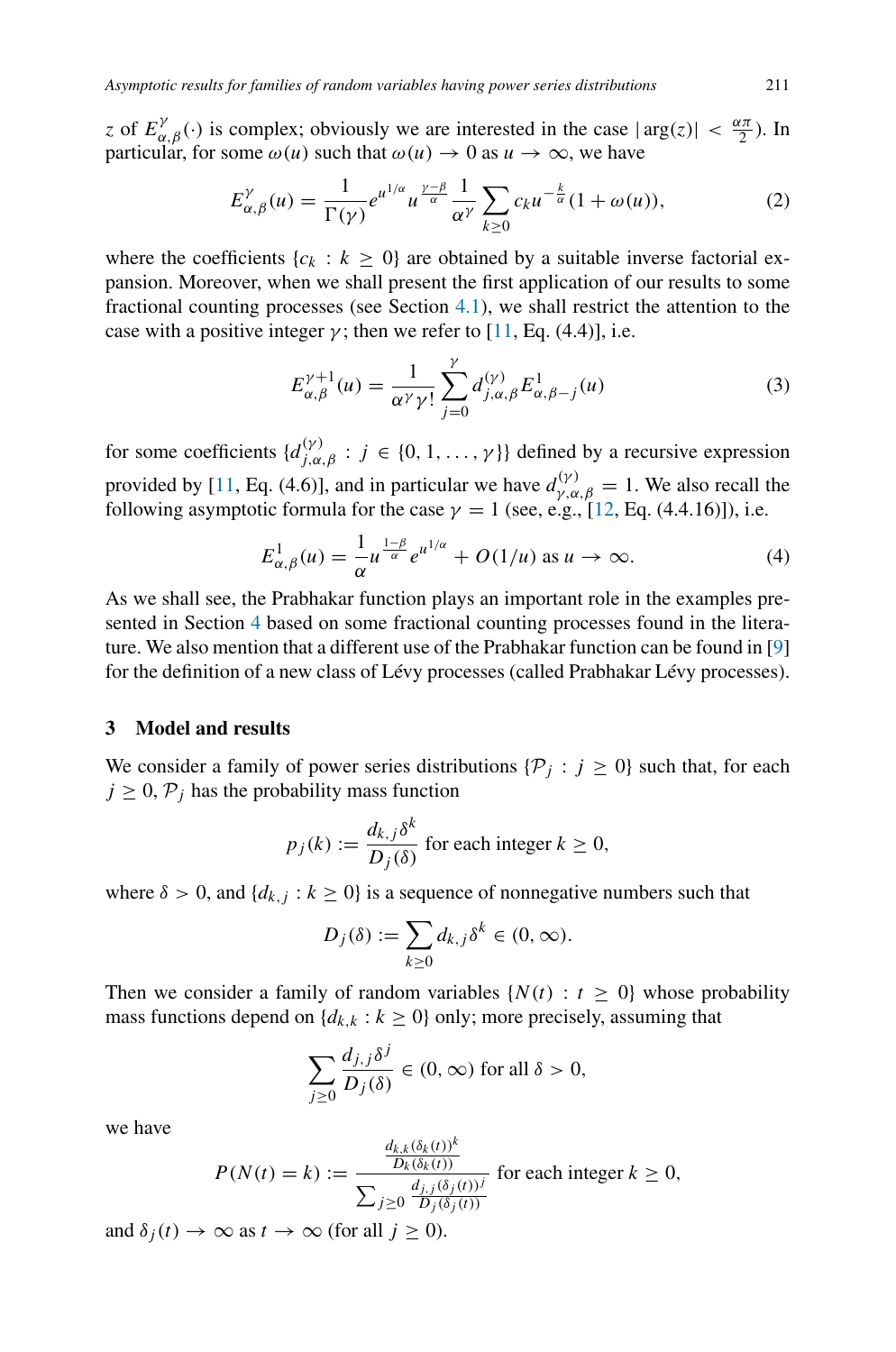$z$ of $E^{\gamma}_{\alpha,\beta}(\cdot)$ is complex; obviously we are interested in the case $|\arg(z)| < \frac{\alpha\pi}{2}$). In particular, for some $\omega(u)$ such that $\omega(u) \to 0$ as $u \to \infty$, we have

$$E^{\gamma}_{\alpha,\beta}(u) = \frac{1}{\Gamma(\gamma)} e^{u^{1/\alpha}} u^{\frac{\gamma-\beta}{\alpha}} \frac{1}{\alpha^{\gamma}} \sum_{k\geq 0} c_k u^{-\frac{k}{\alpha}} (1 + \omega(u)), \tag{2}$$

where the coefficients $\{c_k : k \geq 0\}$ are obtained by a suitable inverse factorial expansion. Moreover, when we shall present the first application of our results to some fractional counting processes (see Section 4.1), we shall restrict the attention to the case with a positive integer $\gamma$; then we refer to [11, Eq. (4.4)], i.e.

$$E^{\gamma+1}_{\alpha,\beta}(u) = \frac{1}{\alpha^{\gamma}\gamma!} \sum_{j=0}^{\gamma} d^{(\gamma)}_{j,\alpha,\beta} E^{1}_{\alpha,\beta-j}(u) \tag{3}$$

for some coefficients $\{d^{(\gamma)}_{j,\alpha,\beta} : j \in \{0, 1, \ldots, \gamma\}\}$ defined by a recursive expression provided by [11, Eq. (4.6)], and in particular we have $d^{(\gamma)}_{\gamma,\alpha,\beta} = 1$. We also recall the following asymptotic formula for the case $\gamma = 1$ (see, e.g., [12, Eq. (4.4.16)]), i.e.

$$E^{1}_{\alpha,\beta}(u) = \frac{1}{\alpha} u^{\frac{1-\beta}{\alpha}} e^{u^{1/\alpha}} + O(1/u) \text{ as } u \to \infty. \tag{4}$$

As we shall see, the Prabhakar function plays an important role in the examples presented in Section 4 based on some fractional counting processes found in the literature. We also mention that a different use of the Prabhakar function can be found in [9] for the definition of a new class of Lévy processes (called Prabhakar Lévy processes).

## 3 Model and results

We consider a family of power series distributions $\{\mathcal{P}_j : j \geq 0\}$ such that, for each $j \geq 0$, $\mathcal{P}_j$ has the probability mass function

$$p_j(k) := \frac{d_{k,j}\delta^k}{D_j(\delta)} \text{ for each integer } k \geq 0,$$

where $\delta > 0$, and $\{d_{k,j} : k \geq 0\}$ is a sequence of nonnegative numbers such that

$$D_j(\delta) := \sum_{k\geq 0} d_{k,j}\delta^k \in (0, \infty).$$

Then we consider a family of random variables $\{N(t) : t \geq 0\}$ whose probability mass functions depend on $\{d_{k,k} : k \geq 0\}$ only; more precisely, assuming that

$$\sum_{j\geq 0} \frac{d_{j,j}\delta^j}{D_j(\delta)} \in (0, \infty) \text{ for all } \delta > 0,$$

we have

$$P(N(t) = k) := \frac{\frac{d_{k,k}(\delta_k(t))^k}{D_k(\delta_k(t))}}{\sum_{j\geq 0} \frac{d_{j,j}(\delta_j(t))^j}{D_j(\delta_j(t))}} \text{ for each integer } k \geq 0,$$

and $\delta_j(t) \to \infty$ as $t \to \infty$ (for all $j \geq 0$).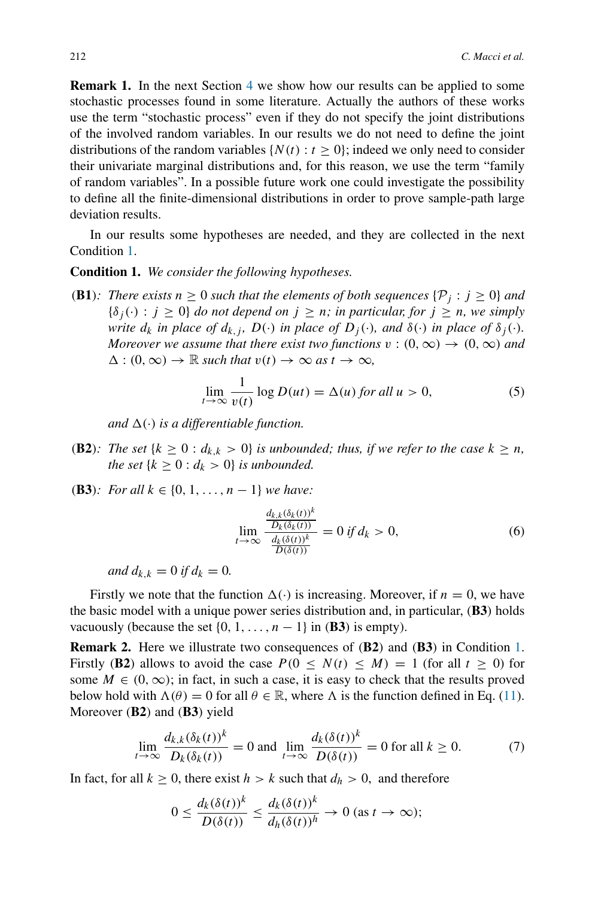**Remark 1.** In the next Section 4 we show how our results can be applied to some stochastic processes found in some literature. Actually the authors of these works use the term "stochastic process" even if they do not specify the joint distributions of the involved random variables. In our results we do not need to define the joint distributions of the random variables $\{N(t) : t \geq 0\}$; indeed we only need to consider their univariate marginal distributions and, for this reason, we use the term "family of random variables". In a possible future work one could investigate the possibility to define all the finite-dimensional distributions in order to prove sample-path large deviation results.

In our results some hypotheses are needed, and they are collected in the next Condition 1.

**Condition 1.** *We consider the following hypotheses.*

**(B1)**: *There exists $n \geq 0$ such that the elements of both sequences $\{\mathcal{P}_j : j \geq 0\}$ and $\{\delta_j(\cdot) : j \geq 0\}$ do not depend on $j \geq n$; in particular, for $j \geq n$, we simply write $d_k$ in place of $d_{k,j}$, $D(\cdot)$ in place of $D_j(\cdot)$, and $\delta(\cdot)$ in place of $\delta_j(\cdot)$. Moreover we assume that there exist two functions $v : (0, \infty) \to (0, \infty)$ and $\Delta : (0, \infty) \to \mathbb{R}$ such that $v(t) \to \infty$ as $t \to \infty$,*

$$\lim_{t\to\infty} \frac{1}{v(t)} \log D(ut) = \Delta(u) \text{ for all } u > 0, \tag{5}$$

*and $\Delta(\cdot)$ is a differentiable function.*

**(B2)**: *The set $\{k \geq 0 : d_{k,k} > 0\}$ is unbounded; thus, if we refer to the case $k \geq n$, the set $\{k \geq 0 : d_k > 0\}$ is unbounded.*

**(B3)**: *For all $k \in \{0, 1, \ldots, n-1\}$ we have:*

$$\lim_{t\to\infty} \frac{\frac{d_{k,k}(\delta_k(t))^k}{D_k(\delta_k(t))}}{\frac{d_k(\delta(t))^k}{D(\delta(t))}} = 0 \text{ if } d_k > 0, \tag{6}$$

*and $d_{k,k} = 0$ if $d_k = 0$.*

Firstly we note that the function $\Delta(\cdot)$ is increasing. Moreover, if $n = 0$, we have the basic model with a unique power series distribution and, in particular, **(B3)** holds vacuously (because the set $\{0, 1, \ldots, n-1\}$ in **(B3)** is empty).

**Remark 2.** Here we illustrate two consequences of **(B2)** and **(B3)** in Condition 1. Firstly **(B2)** allows to avoid the case $P(0 \leq N(t) \leq M) = 1$ (for all $t \geq 0$) for some $M \in (0, \infty)$; in fact, in such a case, it is easy to check that the results proved below hold with $\Lambda(\theta) = 0$ for all $\theta \in \mathbb{R}$, where $\Lambda$ is the function defined in Eq. (11). Moreover **(B2)** and **(B3)** yield

$$\lim_{t\to\infty} \frac{d_{k,k}(\delta_k(t))^k}{D_k(\delta_k(t))} = 0 \text{ and } \lim_{t\to\infty} \frac{d_k(\delta(t))^k}{D(\delta(t))} = 0 \text{ for all } k \geq 0. \tag{7}$$

In fact, for all $k \geq 0$, there exist $h > k$ such that $d_h > 0$, and therefore

$$0 \leq \frac{d_k(\delta(t))^k}{D(\delta(t))} \leq \frac{d_k(\delta(t))^k}{d_h(\delta(t))^h} \to 0 \text{ (as } t \to \infty);$$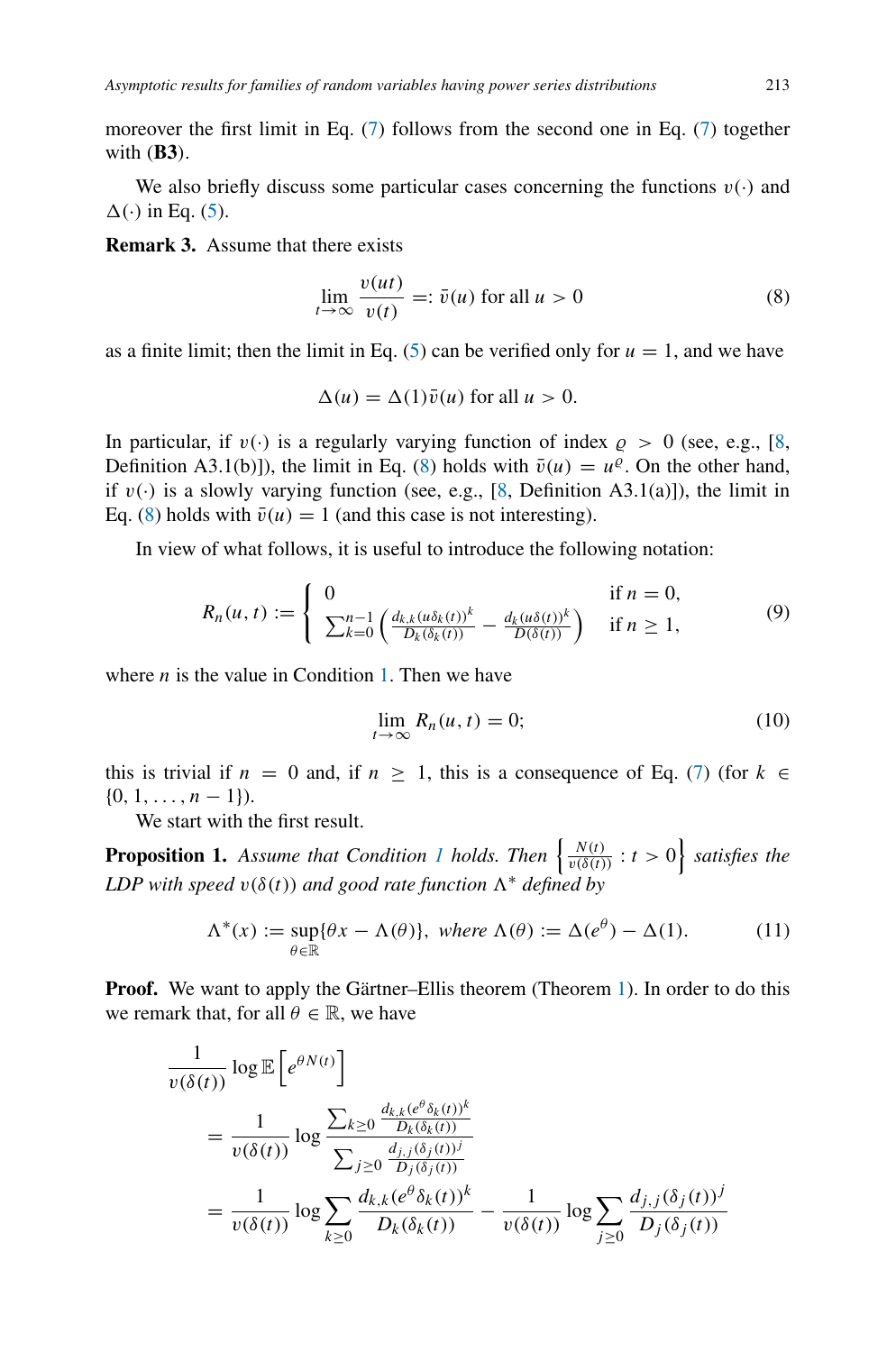moreover the first limit in Eq. (7) follows from the second one in Eq. (7) together with (**B3**).

We also briefly discuss some particular cases concerning the functions $v(\cdot)$ and $\Delta(\cdot)$ in Eq. (5).

**Remark 3.** Assume that there exists

$$\lim_{t\to\infty} \frac{v(ut)}{v(t)} =: \bar{v}(u) \text{ for all } u > 0 \tag{8}$$

as a finite limit; then the limit in Eq. (5) can be verified only for $u = 1$, and we have

$$\Delta(u) = \Delta(1)\bar{v}(u) \text{ for all } u > 0.$$

In particular, if $v(\cdot)$ is a regularly varying function of index $\varrho > 0$ (see, e.g., [8, Definition A3.1(b)]), the limit in Eq. (8) holds with $\bar{v}(u) = u^{\varrho}$. On the other hand, if $v(\cdot)$ is a slowly varying function (see, e.g., [8, Definition A3.1(a)]), the limit in Eq. (8) holds with $\bar{v}(u) = 1$ (and this case is not interesting).

In view of what follows, it is useful to introduce the following notation:

$$R_n(u,t) := \begin{cases} 0 & \text{if } n = 0, \\ \sum_{k=0}^{n-1} \left( \frac{d_{k,k}(u\delta_k(t))^k}{D_k(\delta_k(t))} - \frac{d_k(u\delta(t))^k}{D(\delta(t))} \right) & \text{if } n \geq 1, \end{cases} \tag{9}$$

where $n$ is the value in Condition 1. Then we have

$$\lim_{t\to\infty} R_n(u,t) = 0; \tag{10}$$

this is trivial if $n = 0$ and, if $n \geq 1$, this is a consequence of Eq. (7) (for $k \in \{0, 1, \ldots, n-1\}$).

We start with the first result.

**Proposition 1.** *Assume that Condition 1 holds. Then* $\left\{ \frac{N(t)}{v(\delta(t))} : t > 0 \right\}$ *satisfies the LDP with speed* $v(\delta(t))$ *and good rate function* $\Lambda^*$ *defined by*

$$\Lambda^*(x) := \sup_{\theta\in\mathbb{R}} \{\theta x - \Lambda(\theta)\}, \text{ where } \Lambda(\theta) := \Delta(e^{\theta}) - \Delta(1). \tag{11}$$

**Proof.** We want to apply the Gärtner–Ellis theorem (Theorem 1). In order to do this we remark that, for all $\theta \in \mathbb{R}$, we have

$$\begin{aligned}
&\frac{1}{v(\delta(t))} \log \mathbb{E}\left[e^{\theta N(t)}\right] \\
&= \frac{1}{v(\delta(t))} \log \frac{\sum_{k\geq 0} \frac{d_{k,k}(e^{\theta}\delta_k(t))^k}{D_k(\delta_k(t))}}{\sum_{j\geq 0} \frac{d_{j,j}(\delta_j(t))^j}{D_j(\delta_j(t))}} \\
&= \frac{1}{v(\delta(t))} \log \sum_{k\geq 0} \frac{d_{k,k}(e^{\theta}\delta_k(t))^k}{D_k(\delta_k(t))} - \frac{1}{v(\delta(t))} \log \sum_{j\geq 0} \frac{d_{j,j}(\delta_j(t))^j}{D_j(\delta_j(t))}
\end{aligned}$$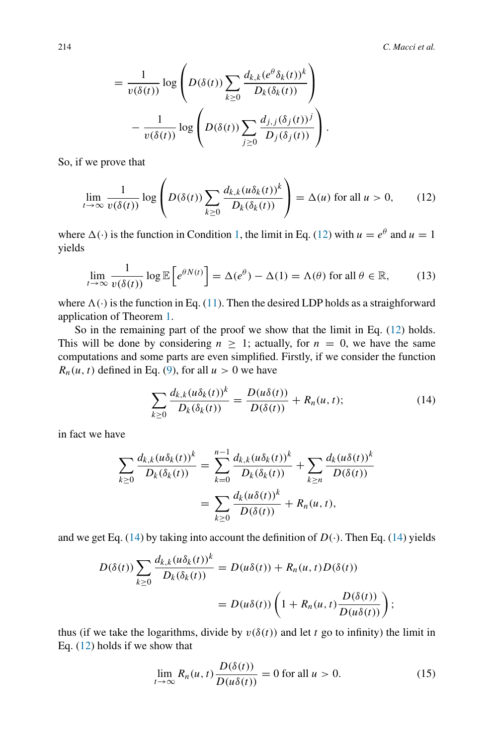$$= \frac{1}{v(\delta(t))} \log \left( D(\delta(t)) \sum_{k \geq 0} \frac{d_{k,k}(e^{\theta}\delta_k(t))^k}{D_k(\delta_k(t))} \right)$$

$$- \frac{1}{v(\delta(t))} \log \left( D(\delta(t)) \sum_{j \geq 0} \frac{d_{j,j}(\delta_j(t))^j}{D_j(\delta_j(t))} \right).$$

So, if we prove that

$$\lim_{t \to \infty} \frac{1}{v(\delta(t))} \log \left( D(\delta(t)) \sum_{k \geq 0} \frac{d_{k,k}(u\delta_k(t))^k}{D_k(\delta_k(t))} \right) = \Delta(u) \text{ for all } u > 0, \tag{12}$$

where $\Delta(\cdot)$ is the function in Condition 1, the limit in Eq. (12) with $u = e^{\theta}$ and $u = 1$ yields

$$\lim_{t \to \infty} \frac{1}{v(\delta(t))} \log \mathbb{E}\left[e^{\theta N(t)}\right] = \Delta(e^{\theta}) - \Delta(1) = \Lambda(\theta) \text{ for all } \theta \in \mathbb{R}, \tag{13}$$

where $\Lambda(\cdot)$ is the function in Eq. (11). Then the desired LDP holds as a straighforward application of Theorem 1.

So in the remaining part of the proof we show that the limit in Eq. (12) holds. This will be done by considering $n \geq 1$; actually, for $n = 0$, we have the same computations and some parts are even simplified. Firstly, if we consider the function $R_n(u, t)$ defined in Eq. (9), for all $u > 0$ we have

$$\sum_{k \geq 0} \frac{d_{k,k}(u\delta_k(t))^k}{D_k(\delta_k(t))} = \frac{D(u\delta(t))}{D(\delta(t))} + R_n(u, t); \tag{14}$$

in fact we have

$$\sum_{k \geq 0} \frac{d_{k,k}(u\delta_k(t))^k}{D_k(\delta_k(t))} = \sum_{k=0}^{n-1} \frac{d_{k,k}(u\delta_k(t))^k}{D_k(\delta_k(t))} + \sum_{k \geq n} \frac{d_k(u\delta(t))^k}{D(\delta(t))}$$

$$= \sum_{k \geq 0} \frac{d_k(u\delta(t))^k}{D(\delta(t))} + R_n(u, t),$$

and we get Eq. (14) by taking into account the definition of $D(\cdot)$. Then Eq. (14) yields

$$D(\delta(t)) \sum_{k \geq 0} \frac{d_{k,k}(u\delta_k(t))^k}{D_k(\delta_k(t))} = D(u\delta(t)) + R_n(u, t)D(\delta(t))$$

$$= D(u\delta(t)) \left( 1 + R_n(u, t) \frac{D(\delta(t))}{D(u\delta(t))} \right);$$

thus (if we take the logarithms, divide by $v(\delta(t))$ and let $t$ go to infinity) the limit in Eq. (12) holds if we show that

$$\lim_{t \to \infty} R_n(u, t) \frac{D(\delta(t))}{D(u\delta(t))} = 0 \text{ for all } u > 0. \tag{15}$$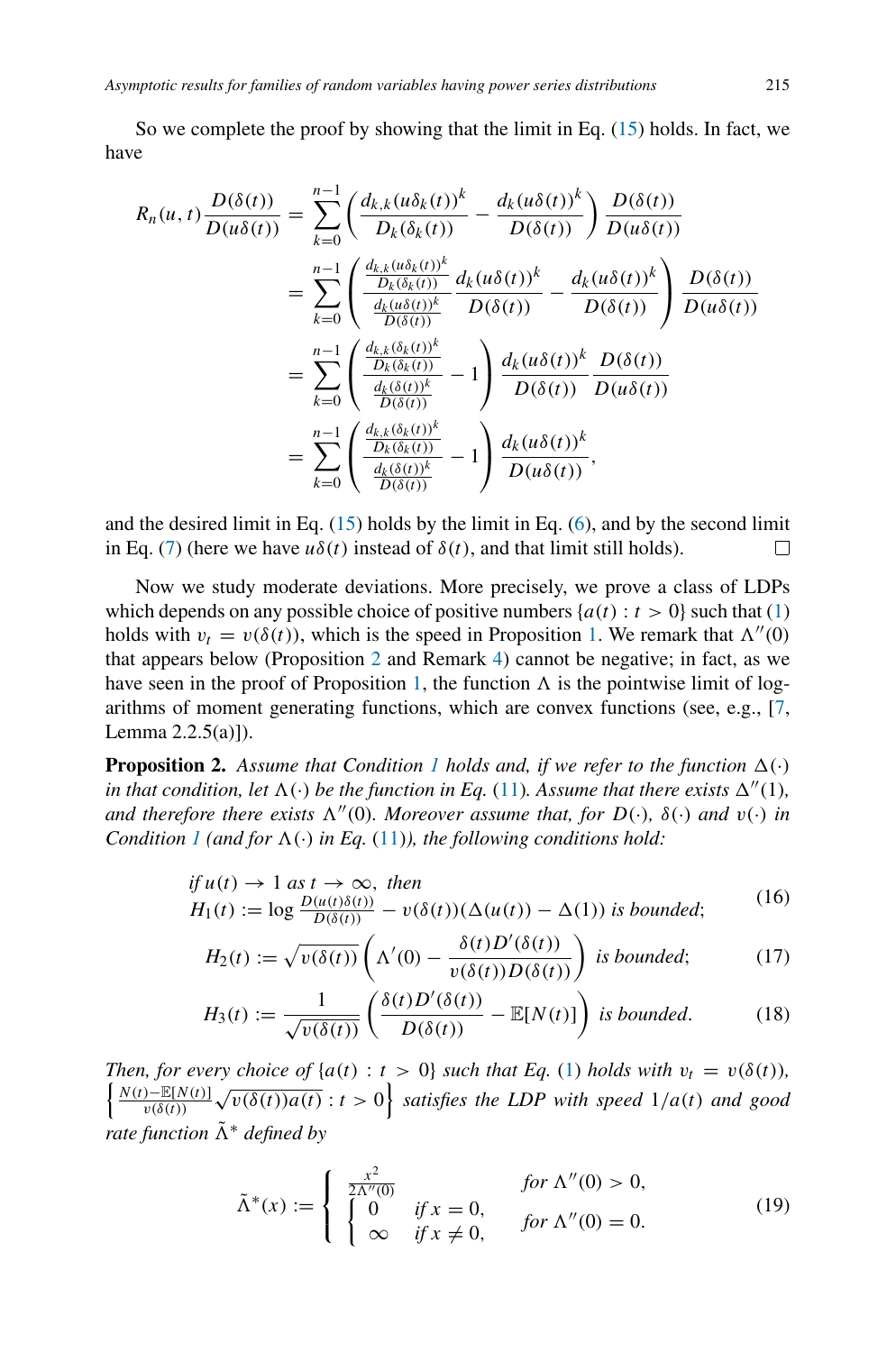So we complete the proof by showing that the limit in Eq. (15) holds. In fact, we have

$$
\begin{aligned}
R_n(u,t)\frac{D(\delta(t))}{D(u\delta(t))} &= \sum_{k=0}^{n-1}\left(\frac{d_{k,k}(u\delta_k(t))^k}{D_k(\delta_k(t))} - \frac{d_k(u\delta(t))^k}{D(\delta(t))}\right)\frac{D(\delta(t))}{D(u\delta(t))} \\
&= \sum_{k=0}^{n-1}\left(\frac{\frac{d_{k,k}(u\delta_k(t))^k}{D_k(\delta_k(t))}}{\frac{d_k(u\delta(t))^k}{D(\delta(t))}}\frac{d_k(u\delta(t))^k}{D(\delta(t))} - \frac{d_k(u\delta(t))^k}{D(\delta(t))}\right)\frac{D(\delta(t))}{D(u\delta(t))} \\
&= \sum_{k=0}^{n-1}\left(\frac{\frac{d_{k,k}(\delta_k(t))^k}{D_k(\delta_k(t))}}{\frac{d_k(\delta(t))^k}{D(\delta(t))}} - 1\right)\frac{d_k(u\delta(t))^k}{D(\delta(t))}\frac{D(\delta(t))}{D(u\delta(t))} \\
&= \sum_{k=0}^{n-1}\left(\frac{\frac{d_{k,k}(\delta_k(t))^k}{D_k(\delta_k(t))}}{\frac{d_k(\delta(t))^k}{D(\delta(t))}} - 1\right)\frac{d_k(u\delta(t))^k}{D(u\delta(t))},
\end{aligned}
$$

and the desired limit in Eq. (15) holds by the limit in Eq. (6), and by the second limit in Eq. (7) (here we have $u\delta(t)$ instead of $\delta(t)$, and that limit still holds). □

Now we study moderate deviations. More precisely, we prove a class of LDPs which depends on any possible choice of positive numbers $\{a(t) : t > 0\}$ such that (1) holds with $v_t = v(\delta(t))$, which is the speed in Proposition 1. We remark that $\Lambda''(0)$ that appears below (Proposition 2 and Remark 4) cannot be negative; in fact, as we have seen in the proof of Proposition 1, the function $\Lambda$ is the pointwise limit of logarithms of moment generating functions, which are convex functions (see, e.g., [7, Lemma 2.2.5(a)]).

**Proposition 2.** *Assume that Condition 1 holds and, if we refer to the function $\Delta(\cdot)$ in that condition, let $\Lambda(\cdot)$ be the function in Eq. (11). Assume that there exists $\Delta''(1)$, and therefore there exists $\Lambda''(0)$. Moreover assume that, for $D(\cdot)$, $\delta(\cdot)$ and $v(\cdot)$ in Condition 1 (and for $\Lambda(\cdot)$ in Eq. (11)), the following conditions hold:*

$$
\begin{aligned}
&\text{if } u(t) \to 1 \text{ as } t \to \infty, \text{ then} \\
&H_1(t) := \log\frac{D(u(t)\delta(t))}{D(\delta(t))} - v(\delta(t))(\Delta(u(t)) - \Delta(1)) \text{ is bounded;}
\end{aligned}
\tag{16}
$$

$$
H_2(t) := \sqrt{v(\delta(t))}\left(\Lambda'(0) - \frac{\delta(t)D'(\delta(t))}{v(\delta(t))D(\delta(t))}\right) \text{ is bounded;}
\tag{17}
$$

$$
H_3(t) := \frac{1}{\sqrt{v(\delta(t))}}\left(\frac{\delta(t)D'(\delta(t))}{D(\delta(t))} - \mathbb{E}[N(t)]\right) \text{ is bounded.}
\tag{18}
$$

*Then, for every choice of $\{a(t) : t > 0\}$ such that Eq. (1) holds with $v_t = v(\delta(t))$, $\left\{\frac{N(t)-\mathbb{E}[N(t)]}{v(\delta(t))}\sqrt{v(\delta(t))a(t)} : t > 0\right\}$ satisfies the LDP with speed $1/a(t)$ and good rate function $\tilde{\Lambda}^*$ defined by*

$$
\tilde{\Lambda}^*(x) := \begin{cases} \frac{x^2}{2\Lambda''(0)} & \text{for } \Lambda''(0) > 0, \\ \begin{cases} 0 & \text{if } x = 0, \\ \infty & \text{if } x \neq 0, \end{cases} & \text{for } \Lambda''(0) = 0. \end{cases}
\tag{19}
$$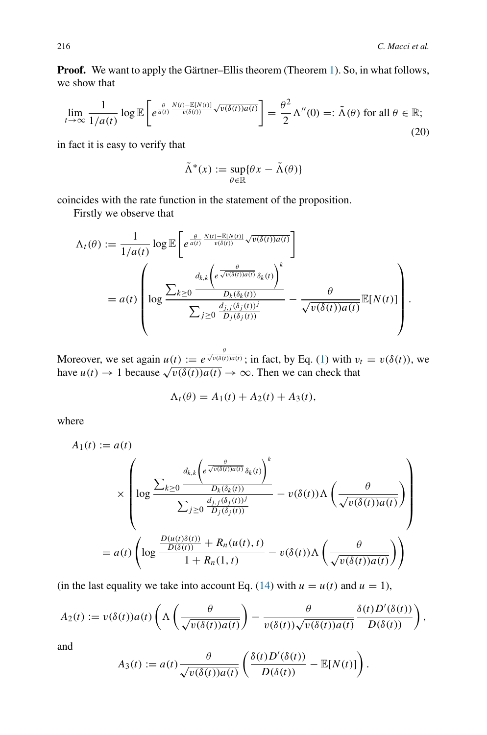**Proof.** We want to apply the Gärtner–Ellis theorem (Theorem 1). So, in what follows, we show that

$$\lim_{t\to\infty}\frac{1}{1/a(t)}\log\mathbb{E}\left[e^{\frac{\theta}{a(t)}\frac{N(t)-\mathbb{E}[N(t)]}{v(\delta(t))}\sqrt{v(\delta(t))a(t)}}\right]=\frac{\theta^2}{2}\Lambda''(0)=:\tilde{\Lambda}(\theta)\text{ for all }\theta\in\mathbb{R};\tag{20}$$

in fact it is easy to verify that

$$\tilde{\Lambda}^*(x):=\sup_{\theta\in\mathbb{R}}\{\theta x-\tilde{\Lambda}(\theta)\}$$

coincides with the rate function in the statement of the proposition.

Firstly we observe that

$$\begin{aligned}\Lambda_t(\theta)&:=\frac{1}{1/a(t)}\log\mathbb{E}\left[e^{\frac{\theta}{a(t)}\frac{N(t)-\mathbb{E}[N(t)]}{v(\delta(t))}\sqrt{v(\delta(t))a(t)}}\right]\\&=a(t)\left(\log\frac{\sum_{k\geq 0}\frac{d_{k,k}\left(e^{\frac{\theta}{\sqrt{v(\delta(t))a(t)}}}\delta_k(t)\right)^k}{D_k(\delta_k(t))}}{\sum_{j\geq 0}\frac{d_{j,j}(\delta_j(t))^j}{D_j(\delta_j(t))}}-\frac{\theta}{\sqrt{v(\delta(t))a(t)}}\mathbb{E}[N(t)]\right).\end{aligned}$$

Moreover, we set again $u(t):=e^{\frac{\theta}{\sqrt{v(\delta(t))a(t)}}}$; in fact, by Eq. (1) with $v_t=v(\delta(t))$, we have $u(t)\to 1$ because $\sqrt{v(\delta(t))a(t)}\to\infty$. Then we can check that

$$\Lambda_t(\theta)=A_1(t)+A_2(t)+A_3(t),$$

where

$$\begin{aligned}A_1(t)&:=a(t)\\&\quad\times\left(\log\frac{\sum_{k\geq 0}\frac{d_{k,k}\left(e^{\frac{\theta}{\sqrt{v(\delta(t))a(t)}}}\delta_k(t)\right)^k}{D_k(\delta_k(t))}}{\sum_{j\geq 0}\frac{d_{j,j}(\delta_j(t))^j}{D_j(\delta_j(t))}}-v(\delta(t))\Lambda\left(\frac{\theta}{\sqrt{v(\delta(t))a(t)}}\right)\right)\\&=a(t)\left(\log\frac{\frac{D(u(t)\delta(t))}{D(\delta(t))}+R_n(u(t),t)}{1+R_n(1,t)}-v(\delta(t))\Lambda\left(\frac{\theta}{\sqrt{v(\delta(t))a(t)}}\right)\right)\end{aligned}$$

(in the last equality we take into account Eq. (14) with $u=u(t)$ and $u=1$),

$$A_2(t):=v(\delta(t))a(t)\left(\Lambda\left(\frac{\theta}{\sqrt{v(\delta(t))a(t)}}\right)-\frac{\theta}{v(\delta(t))\sqrt{v(\delta(t))a(t)}}\frac{\delta(t)D'(\delta(t))}{D(\delta(t))}\right),$$

and

$$A_3(t):=a(t)\frac{\theta}{\sqrt{v(\delta(t))a(t)}}\left(\frac{\delta(t)D'(\delta(t))}{D(\delta(t))}-\mathbb{E}[N(t)]\right).$$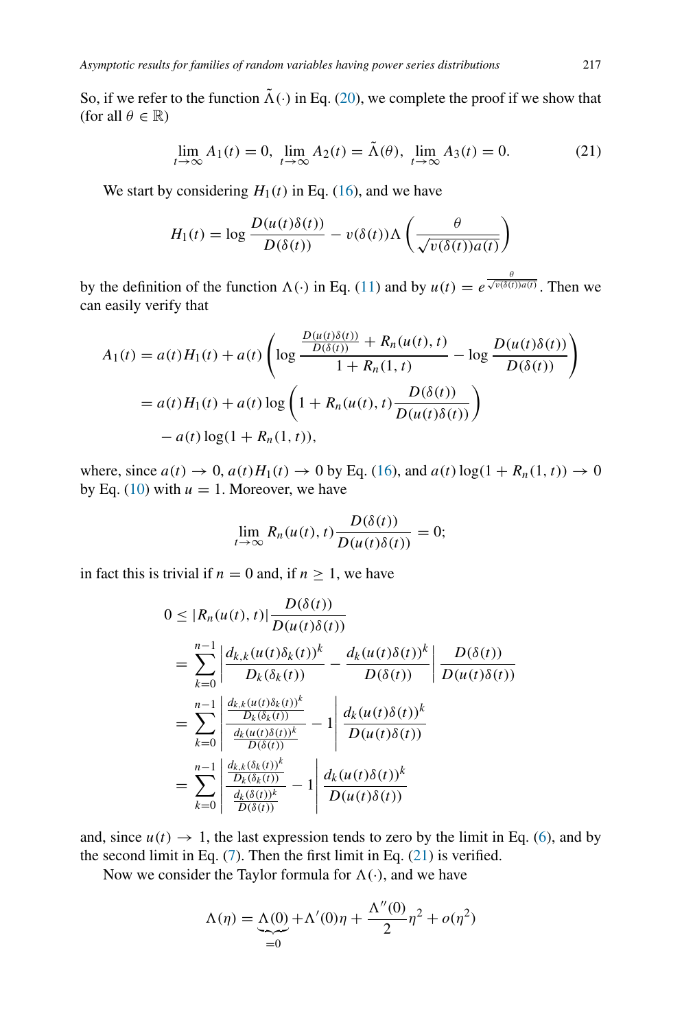So, if we refer to the function $\tilde{\Lambda}(\cdot)$ in Eq. (20), we complete the proof if we show that (for all $\theta \in \mathbb{R}$)

$$\lim_{t\to\infty} A_1(t) = 0, \ \lim_{t\to\infty} A_2(t) = \tilde{\Lambda}(\theta), \ \lim_{t\to\infty} A_3(t) = 0. \tag{21}$$

We start by considering $H_1(t)$ in Eq. (16), and we have

$$H_1(t) = \log \frac{D(u(t)\delta(t))}{D(\delta(t))} - v(\delta(t))\Lambda\left(\frac{\theta}{\sqrt{v(\delta(t))a(t)}}\right)$$

by the definition of the function $\Lambda(\cdot)$ in Eq. (11) and by $u(t) = e^{\frac{\theta}{\sqrt{v(\delta(t))a(t)}}}$. Then we can easily verify that

$$\begin{aligned}
A_1(t) &= a(t)H_1(t) + a(t)\left(\log \frac{\frac{D(u(t)\delta(t))}{D(\delta(t))} + R_n(u(t), t)}{1 + R_n(1, t)} - \log \frac{D(u(t)\delta(t))}{D(\delta(t))}\right) \\
&= a(t)H_1(t) + a(t)\log\left(1 + R_n(u(t), t)\frac{D(\delta(t))}{D(u(t)\delta(t))}\right) \\
&\quad - a(t)\log(1 + R_n(1, t)),
\end{aligned}$$

where, since $a(t) \to 0$, $a(t)H_1(t) \to 0$ by Eq. (16), and $a(t)\log(1 + R_n(1, t)) \to 0$ by Eq. (10) with $u = 1$. Moreover, we have

$$\lim_{t\to\infty} R_n(u(t), t)\frac{D(\delta(t))}{D(u(t)\delta(t))} = 0;$$

in fact this is trivial if $n = 0$ and, if $n \geq 1$, we have

$$\begin{aligned}
0 &\leq |R_n(u(t), t)|\frac{D(\delta(t))}{D(u(t)\delta(t))} \\
&= \sum_{k=0}^{n-1}\left|\frac{d_{k,k}(u(t)\delta_k(t))^k}{D_k(\delta_k(t))} - \frac{d_k(u(t)\delta(t))^k}{D(\delta(t))}\right|\frac{D(\delta(t))}{D(u(t)\delta(t))} \\
&= \sum_{k=0}^{n-1}\left|\frac{\frac{d_{k,k}(u(t)\delta_k(t))^k}{D_k(\delta_k(t))}}{\frac{d_k(u(t)\delta(t))^k}{D(\delta(t))}} - 1\right|\frac{d_k(u(t)\delta(t))^k}{D(u(t)\delta(t))} \\
&= \sum_{k=0}^{n-1}\left|\frac{\frac{d_{k,k}(\delta_k(t))^k}{D_k(\delta_k(t))}}{\frac{d_k(\delta(t))^k}{D(\delta(t))}} - 1\right|\frac{d_k(u(t)\delta(t))^k}{D(u(t)\delta(t))}
\end{aligned}$$

and, since $u(t) \to 1$, the last expression tends to zero by the limit in Eq. (6), and by the second limit in Eq. (7). Then the first limit in Eq. (21) is verified.

Now we consider the Taylor formula for $\Lambda(\cdot)$, and we have

$$\Lambda(\eta) = \underbrace{\Lambda(0)}_{=0} + \Lambda'(0)\eta + \frac{\Lambda''(0)}{2}\eta^2 + o(\eta^2)$$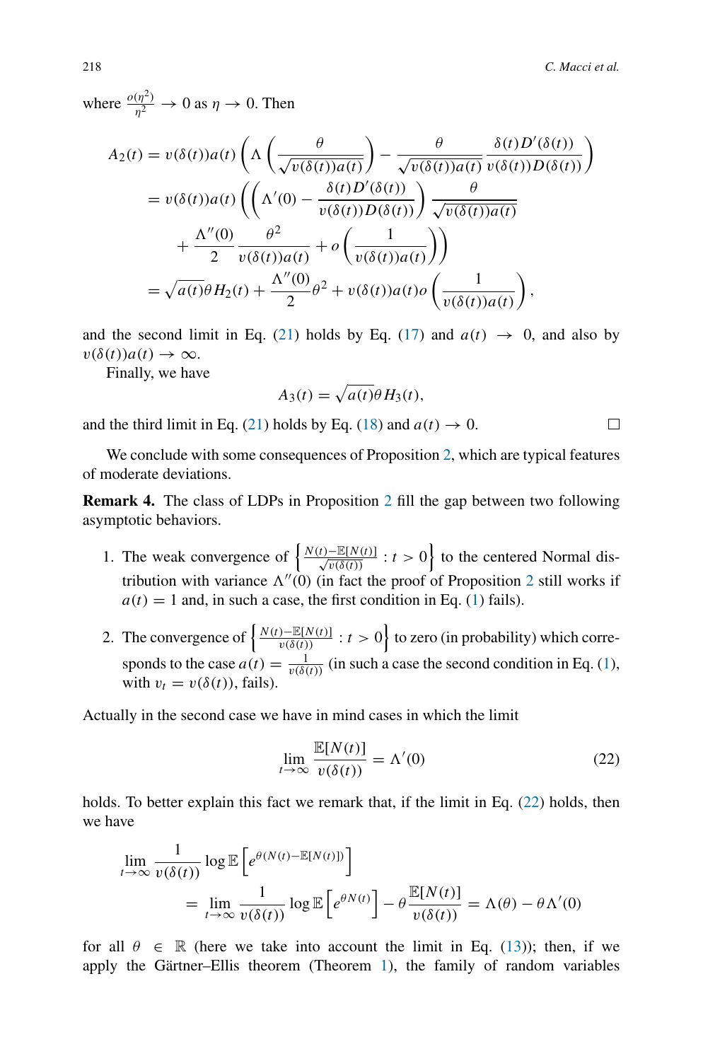where $\frac{o(\eta^2)}{\eta^2} \to 0$ as $\eta \to 0$. Then

$$
\begin{aligned}
A_2(t) &= v(\delta(t))a(t)\left(\Lambda\left(\frac{\theta}{\sqrt{v(\delta(t))a(t)}}\right) - \frac{\theta}{\sqrt{v(\delta(t))a(t)}}\frac{\delta(t)D'(\delta(t))}{v(\delta(t))D(\delta(t))}\right) \\
&= v(\delta(t))a(t)\left(\left(\Lambda'(0) - \frac{\delta(t)D'(\delta(t))}{v(\delta(t))D(\delta(t))}\right)\frac{\theta}{\sqrt{v(\delta(t))a(t)}}\right. \\
&\quad \left. + \frac{\Lambda''(0)}{2}\frac{\theta^2}{v(\delta(t))a(t)} + o\left(\frac{1}{v(\delta(t))a(t)}\right)\right) \\
&= \sqrt{a(t)}\theta H_2(t) + \frac{\Lambda''(0)}{2}\theta^2 + v(\delta(t))a(t)o\left(\frac{1}{v(\delta(t))a(t)}\right),
\end{aligned}
$$

and the second limit in Eq. (21) holds by Eq. (17) and $a(t) \to 0$, and also by $v(\delta(t))a(t) \to \infty$.

Finally, we have

$$A_3(t) = \sqrt{a(t)}\theta H_3(t),$$

and the third limit in Eq. (21) holds by Eq. (18) and $a(t) \to 0$. □

We conclude with some consequences of Proposition 2, which are typical features of moderate deviations.

**Remark 4.** The class of LDPs in Proposition 2 fill the gap between two following asymptotic behaviors.

1. The weak convergence of $\left\{\frac{N(t)-\mathbb{E}[N(t)]}{\sqrt{v(\delta(t))}} : t > 0\right\}$ to the centered Normal distribution with variance $\Lambda''(0)$ (in fact the proof of Proposition 2 still works if $a(t) = 1$ and, in such a case, the first condition in Eq. (1) fails).
2. The convergence of $\left\{\frac{N(t)-\mathbb{E}[N(t)]}{v(\delta(t))} : t > 0\right\}$ to zero (in probability) which corresponds to the case $a(t) = \frac{1}{v(\delta(t))}$ (in such a case the second condition in Eq. (1), with $v_t = v(\delta(t))$, fails).

Actually in the second case we have in mind cases in which the limit

$$\lim_{t\to\infty} \frac{\mathbb{E}[N(t)]}{v(\delta(t))} = \Lambda'(0) \tag{22}$$

holds. To better explain this fact we remark that, if the limit in Eq. (22) holds, then we have

$$
\begin{aligned}
&\lim_{t\to\infty} \frac{1}{v(\delta(t))} \log \mathbb{E}\left[e^{\theta(N(t)-\mathbb{E}[N(t)])}\right] \\
&\quad = \lim_{t\to\infty} \frac{1}{v(\delta(t))} \log \mathbb{E}\left[e^{\theta N(t)}\right] - \theta\frac{\mathbb{E}[N(t)]}{v(\delta(t))} = \Lambda(\theta) - \theta\Lambda'(0)
\end{aligned}
$$

for all $\theta \in \mathbb{R}$ (here we take into account the limit in Eq. (13)); then, if we apply the Gärtner–Ellis theorem (Theorem 1), the family of random variables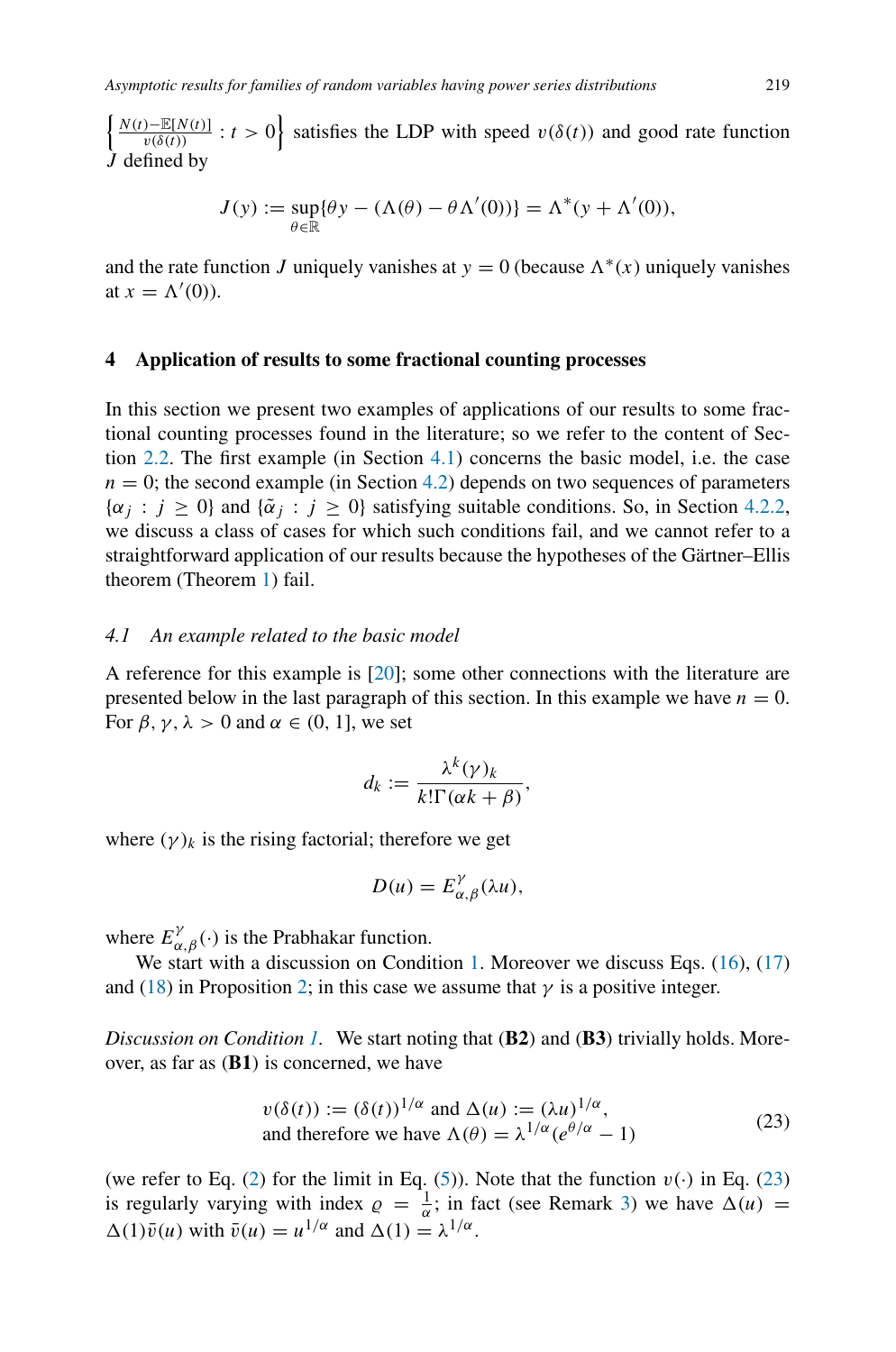$\left\{\frac{N(t)-\mathbb{E}[N(t)]}{v(\delta(t))} : t > 0\right\}$ satisfies the LDP with speed $v(\delta(t))$ and good rate function $J$ defined by

$$J(y) := \sup_{\theta\in\mathbb{R}}\{\theta y - (\Lambda(\theta) - \theta\Lambda'(0))\} = \Lambda^*(y + \Lambda'(0)),$$

and the rate function $J$ uniquely vanishes at $y = 0$ (because $\Lambda^*(x)$ uniquely vanishes at $x = \Lambda'(0)$).

## 4 Application of results to some fractional counting processes

In this section we present two examples of applications of our results to some fractional counting processes found in the literature; so we refer to the content of Section 2.2. The first example (in Section 4.1) concerns the basic model, i.e. the case $n = 0$; the second example (in Section 4.2) depends on two sequences of parameters $\{\alpha_j : j \geq 0\}$ and $\{\tilde{\alpha}_j : j \geq 0\}$ satisfying suitable conditions. So, in Section 4.2.2, we discuss a class of cases for which such conditions fail, and we cannot refer to a straightforward application of our results because the hypotheses of the Gärtner–Ellis theorem (Theorem 1) fail.

### *4.1 An example related to the basic model*

A reference for this example is [20]; some other connections with the literature are presented below in the last paragraph of this section. In this example we have $n = 0$. For $\beta, \gamma, \lambda > 0$ and $\alpha \in (0, 1]$, we set

$$d_k := \frac{\lambda^k(\gamma)_k}{k!\Gamma(\alpha k + \beta)},$$

where $(\gamma)_k$ is the rising factorial; therefore we get

$$D(u) = E^{\gamma}_{\alpha,\beta}(\lambda u),$$

where $E^{\gamma}_{\alpha,\beta}(\cdot)$ is the Prabhakar function.

We start with a discussion on Condition 1. Moreover we discuss Eqs. (16), (17) and (18) in Proposition 2; in this case we assume that $\gamma$ is a positive integer.

*Discussion on Condition 1.* We start noting that (**B2**) and (**B3**) trivially holds. Moreover, as far as (**B1**) is concerned, we have

$$\begin{array}{l} v(\delta(t)) := (\delta(t))^{1/\alpha} \text{ and } \Delta(u) := (\lambda u)^{1/\alpha}, \\ \text{and therefore we have } \Lambda(\theta) = \lambda^{1/\alpha}(e^{\theta/\alpha} - 1) \end{array} \tag{23}$$

(we refer to Eq. (2) for the limit in Eq. (5)). Note that the function $v(\cdot)$ in Eq. (23) is regularly varying with index $\varrho = \frac{1}{\alpha}$; in fact (see Remark 3) we have $\Delta(u) = \Delta(1)\bar{v}(u)$ with $\bar{v}(u) = u^{1/\alpha}$ and $\Delta(1) = \lambda^{1/\alpha}$.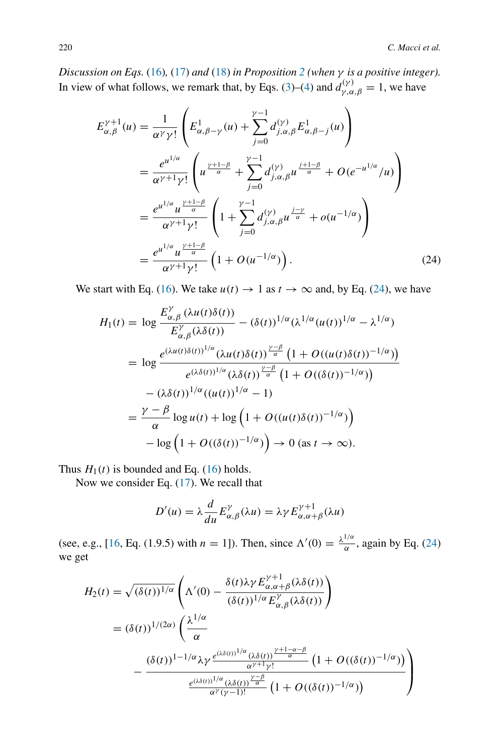*Discussion on Eqs.* (16)*,* (17) *and* (18) *in Proposition* 2 *(when* $\gamma$ *is a positive integer).* In view of what follows, we remark that, by Eqs. (3)–(4) and $d_{\gamma,\alpha,\beta}^{(\gamma)}=1$, we have

$$
\begin{aligned}
E_{\alpha,\beta}^{\gamma+1}(u) &= \frac{1}{\alpha^{\gamma}\gamma!}\left(E_{\alpha,\beta-\gamma}^{1}(u)+\sum_{j=0}^{\gamma-1}d_{j,\alpha,\beta}^{(\gamma)}E_{\alpha,\beta-j}^{1}(u)\right)\\
&= \frac{e^{u^{1/\alpha}}}{\alpha^{\gamma+1}\gamma!}\left(u^{\frac{\gamma+1-\beta}{\alpha}}+\sum_{j=0}^{\gamma-1}d_{j,\alpha,\beta}^{(\gamma)}u^{\frac{j+1-\beta}{\alpha}}+O(e^{-u^{1/\alpha}}/u)\right)\\
&= \frac{e^{u^{1/\alpha}}u^{\frac{\gamma+1-\beta}{\alpha}}}{\alpha^{\gamma+1}\gamma!}\left(1+\sum_{j=0}^{\gamma-1}d_{j,\alpha,\beta}^{(\gamma)}u^{\frac{j-\gamma}{\alpha}}+o(u^{-1/\alpha})\right)\\
&= \frac{e^{u^{1/\alpha}}u^{\frac{\gamma+1-\beta}{\alpha}}}{\alpha^{\gamma+1}\gamma!}\left(1+O(u^{-1/\alpha})\right).
\end{aligned}
\tag{24}
$$

We start with Eq. (16). We take $u(t)\to 1$ as $t\to\infty$ and, by Eq. (24), we have

$$
\begin{aligned}
H_1(t) &= \log\frac{E_{\alpha,\beta}^{\gamma}(\lambda u(t)\delta(t))}{E_{\alpha,\beta}^{\gamma}(\lambda\delta(t))}-(\delta(t))^{1/\alpha}(\lambda^{1/\alpha}(u(t))^{1/\alpha}-\lambda^{1/\alpha})\\
&= \log\frac{e^{(\lambda u(t)\delta(t))^{1/\alpha}}(\lambda u(t)\delta(t))^{\frac{\gamma-\beta}{\alpha}}\left(1+O((u(t)\delta(t))^{-1/\alpha})\right)}{e^{(\lambda\delta(t))^{1/\alpha}}(\lambda\delta(t))^{\frac{\gamma-\beta}{\alpha}}\left(1+O((\delta(t))^{-1/\alpha})\right)}\\
&\quad -(\lambda\delta(t))^{1/\alpha}((u(t))^{1/\alpha}-1)\\
&= \frac{\gamma-\beta}{\alpha}\log u(t)+\log\left(1+O((u(t)\delta(t))^{-1/\alpha})\right)\\
&\quad -\log\left(1+O((\delta(t))^{-1/\alpha})\right)\to 0\ (\text{as } t\to\infty).
\end{aligned}
$$

Thus $H_1(t)$ is bounded and Eq. (16) holds.

Now we consider Eq. (17). We recall that

$$
D'(u)=\lambda\frac{d}{du}E_{\alpha,\beta}^{\gamma}(\lambda u)=\lambda\gamma E_{\alpha,\alpha+\beta}^{\gamma+1}(\lambda u)
$$

(see, e.g., [16, Eq. (1.9.5) with $n=1$]). Then, since $\Lambda'(0)=\frac{\lambda^{1/\alpha}}{\alpha}$, again by Eq. (24) we get

$$
\begin{aligned}
H_2(t) &= \sqrt{(\delta(t))^{1/\alpha}}\left(\Lambda'(0)-\frac{\delta(t)\lambda\gamma E_{\alpha,\alpha+\beta}^{\gamma+1}(\lambda\delta(t))}{(\delta(t))^{1/\alpha}E_{\alpha,\beta}^{\gamma}(\lambda\delta(t))}\right)\\
&= (\delta(t))^{1/(2\alpha)}\left(\frac{\lambda^{1/\alpha}}{\alpha}\right.\\
&\quad \left.-\frac{(\delta(t))^{1-1/\alpha}\lambda\gamma\frac{e^{(\lambda\delta(t))^{1/\alpha}}(\lambda\delta(t))^{\frac{\gamma+1-\alpha-\beta}{\alpha}}}{\alpha^{\gamma+1}\gamma!}\left(1+O((\delta(t))^{-1/\alpha})\right)}{\frac{e^{(\lambda\delta(t))^{1/\alpha}}(\lambda\delta(t))^{\frac{\gamma-\beta}{\alpha}}}{\alpha^{\gamma}(\gamma-1)!}\left(1+O((\delta(t))^{-1/\alpha})\right)}\right)
\end{aligned}
$$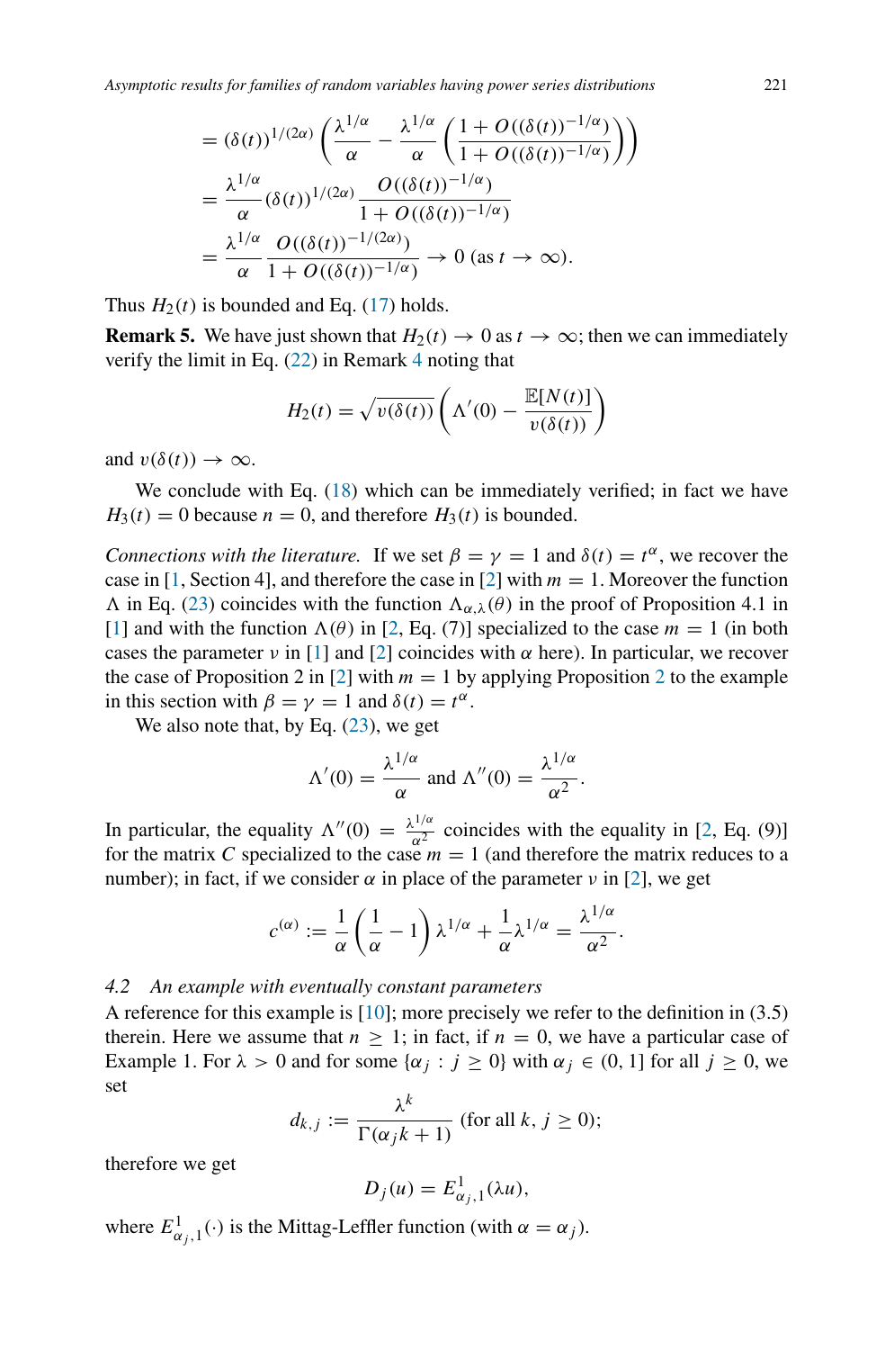$$= (\delta(t))^{1/(2\alpha)} \left( \frac{\lambda^{1/\alpha}}{\alpha} - \frac{\lambda^{1/\alpha}}{\alpha} \left( \frac{1 + O((\delta(t))^{-1/\alpha})}{1 + O((\delta(t))^{-1/\alpha})} \right) \right)$$

$$= \frac{\lambda^{1/\alpha}}{\alpha} (\delta(t))^{1/(2\alpha)} \frac{O((\delta(t))^{-1/\alpha})}{1 + O((\delta(t))^{-1/\alpha})}$$

$$= \frac{\lambda^{1/\alpha}}{\alpha} \frac{O((\delta(t))^{-1/(2\alpha)})}{1 + O((\delta(t))^{-1/\alpha})} \to 0 \text{ (as } t \to \infty).$$

Thus $H_2(t)$ is bounded and Eq. (17) holds.

**Remark 5.** We have just shown that $H_2(t) \to 0$ as $t \to \infty$; then we can immediately verify the limit in Eq. (22) in Remark 4 noting that

$$H_2(t) = \sqrt{v(\delta(t))} \left( \Lambda'(0) - \frac{\mathbb{E}[N(t)]}{v(\delta(t))} \right)$$

and $v(\delta(t)) \to \infty$.

We conclude with Eq. (18) which can be immediately verified; in fact we have $H_3(t) = 0$ because $n = 0$, and therefore $H_3(t)$ is bounded.

*Connections with the literature.* If we set $\beta = \gamma = 1$ and $\delta(t) = t^\alpha$, we recover the case in [1, Section 4], and therefore the case in [2] with $m = 1$. Moreover the function $\Lambda$ in Eq. (23) coincides with the function $\Lambda_{\alpha,\lambda}(\theta)$ in the proof of Proposition 4.1 in [1] and with the function $\Lambda(\theta)$ in [2, Eq. (7)] specialized to the case $m = 1$ (in both cases the parameter $\nu$ in [1] and [2] coincides with $\alpha$ here). In particular, we recover the case of Proposition 2 in [2] with $m = 1$ by applying Proposition 2 to the example in this section with $\beta = \gamma = 1$ and $\delta(t) = t^\alpha$.

We also note that, by Eq. (23), we get

$$\Lambda'(0) = \frac{\lambda^{1/\alpha}}{\alpha} \text{ and } \Lambda''(0) = \frac{\lambda^{1/\alpha}}{\alpha^2}.$$

In particular, the equality $\Lambda''(0) = \frac{\lambda^{1/\alpha}}{\alpha^2}$ coincides with the equality in [2, Eq. (9)] for the matrix $C$ specialized to the case $m = 1$ (and therefore the matrix reduces to a number); in fact, if we consider $\alpha$ in place of the parameter $\nu$ in [2], we get

$$c^{(\alpha)} := \frac{1}{\alpha} \left( \frac{1}{\alpha} - 1 \right) \lambda^{1/\alpha} + \frac{1}{\alpha} \lambda^{1/\alpha} = \frac{\lambda^{1/\alpha}}{\alpha^2}.$$

### 4.2 *An example with eventually constant parameters*

A reference for this example is [10]; more precisely we refer to the definition in (3.5) therein. Here we assume that $n \geq 1$; in fact, if $n = 0$, we have a particular case of Example 1. For $\lambda > 0$ and for some $\{\alpha_j : j \geq 0\}$ with $\alpha_j \in (0, 1]$ for all $j \geq 0$, we set

$$d_{k,j} := \frac{\lambda^k}{\Gamma(\alpha_j k + 1)} \text{ (for all } k, j \geq 0);$$

therefore we get

$$D_j(u) = E^1_{\alpha_j,1}(\lambda u),$$

where $E^1_{\alpha_j,1}(\cdot)$ is the Mittag-Leffler function (with $\alpha = \alpha_j$).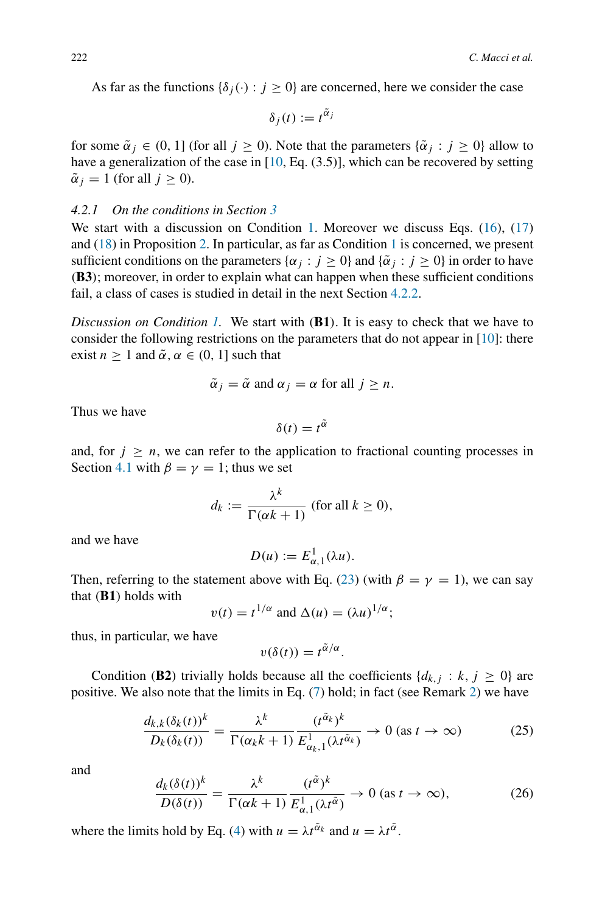As far as the functions $\{\delta_j(\cdot) : j \geq 0\}$ are concerned, here we consider the case

$$\delta_j(t) := t^{\tilde{\alpha}_j}$$

for some $\tilde{\alpha}_j \in (0, 1]$ (for all $j \geq 0$). Note that the parameters $\{\tilde{\alpha}_j : j \geq 0\}$ allow to have a generalization of the case in [10, Eq. (3.5)], which can be recovered by setting $\tilde{\alpha}_j = 1$ (for all $j \geq 0$).

#### 4.2.1 *On the conditions in Section 3*

We start with a discussion on Condition 1. Moreover we discuss Eqs. (16), (17) and (18) in Proposition 2. In particular, as far as Condition 1 is concerned, we present sufficient conditions on the parameters $\{\alpha_j : j \geq 0\}$ and $\{\tilde{\alpha}_j : j \geq 0\}$ in order to have (**B3**); moreover, in order to explain what can happen when these sufficient conditions fail, a class of cases is studied in detail in the next Section 4.2.2.

*Discussion on Condition 1.* We start with (**B1**). It is easy to check that we have to consider the following restrictions on the parameters that do not appear in [10]: there exist $n \geq 1$ and $\tilde{\alpha}, \alpha \in (0, 1]$ such that

$$\tilde{\alpha}_j = \tilde{\alpha} \text{ and } \alpha_j = \alpha \text{ for all } j \geq n.$$

Thus we have

$$\delta(t) = t^{\tilde{\alpha}}$$

and, for $j \geq n$, we can refer to the application to fractional counting processes in Section 4.1 with $\beta = \gamma = 1$; thus we set

$$d_k := \frac{\lambda^k}{\Gamma(\alpha k + 1)} \text{ (for all } k \geq 0),$$

and we have

$$D(u) := E^1_{\alpha,1}(\lambda u).$$

Then, referring to the statement above with Eq. (23) (with $\beta = \gamma = 1$), we can say that (**B1**) holds with

$$v(t) = t^{1/\alpha} \text{ and } \Delta(u) = (\lambda u)^{1/\alpha};$$

thus, in particular, we have

$$v(\delta(t)) = t^{\tilde{\alpha}/\alpha}.$$

Condition (**B2**) trivially holds because all the coefficients $\{d_{k,j} : k, j \geq 0\}$ are positive. We also note that the limits in Eq. (7) hold; in fact (see Remark 2) we have

$$\frac{d_{k,k}(\delta_k(t))^k}{D_k(\delta_k(t))} = \frac{\lambda^k}{\Gamma(\alpha_k k + 1)} \frac{(t^{\tilde{\alpha}_k})^k}{E^1_{\alpha_k,1}(\lambda t^{\tilde{\alpha}_k})} \to 0 \text{ (as } t \to \infty) \tag{25}$$

and

$$\frac{d_k(\delta(t))^k}{D(\delta(t))} = \frac{\lambda^k}{\Gamma(\alpha k + 1)} \frac{(t^{\tilde{\alpha}})^k}{E^1_{\alpha,1}(\lambda t^{\tilde{\alpha}})} \to 0 \text{ (as } t \to \infty), \tag{26}$$

where the limits hold by Eq. (4) with $u = \lambda t^{\tilde{\alpha}_k}$ and $u = \lambda t^{\tilde{\alpha}}$.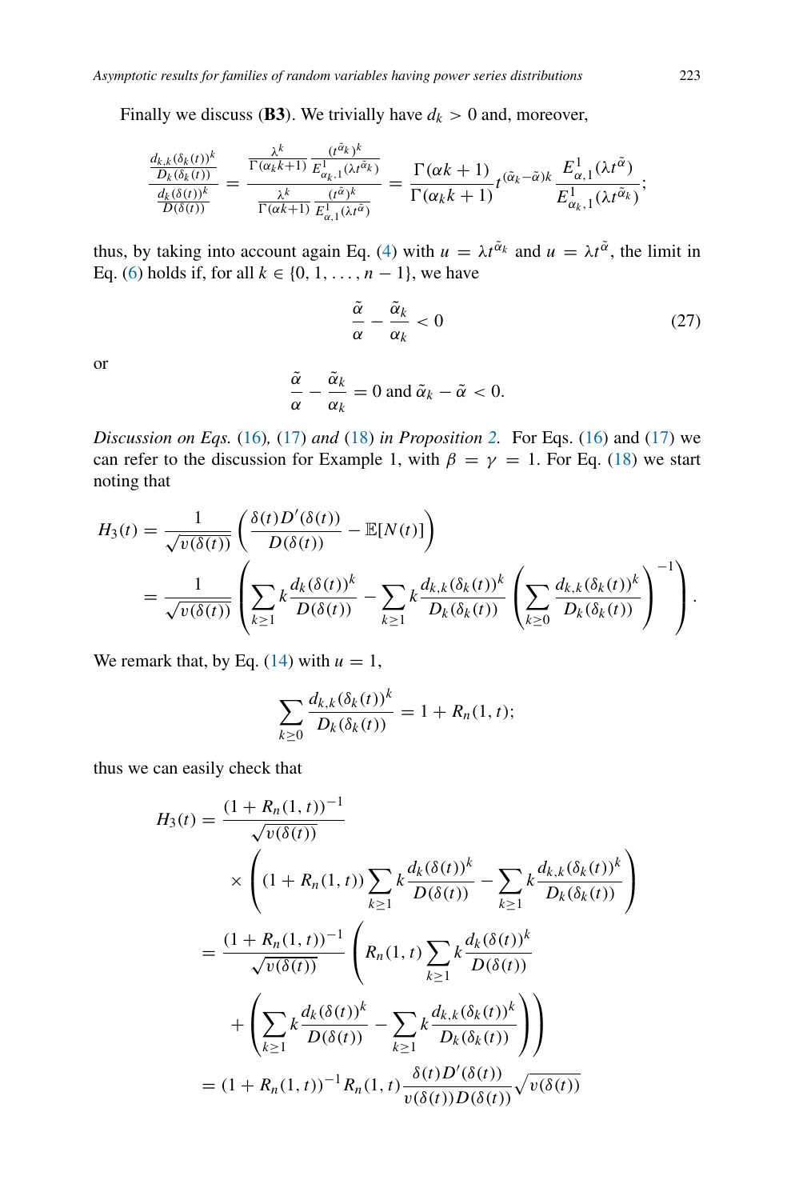Finally we discuss (**B3**). We trivially have $d_k > 0$ and, moreover,

$$\frac{\frac{d_{k,k}(\delta_k(t))^k}{D_k(\delta_k(t))}}{\frac{d_k(\delta(t))^k}{D(\delta(t))}} = \frac{\frac{\lambda^k}{\Gamma(\alpha_k k+1)} \frac{(t^{\tilde{\alpha}_k})^k}{E^1_{\alpha_k,1}(\lambda t^{\tilde{\alpha}_k})}}{\frac{\lambda^k}{\Gamma(\alpha k+1)} \frac{(t^{\tilde{\alpha}})^k}{E^1_{\alpha,1}(\lambda t^{\tilde{\alpha}})}} = \frac{\Gamma(\alpha k+1)}{\Gamma(\alpha_k k+1)} t^{(\tilde{\alpha}_k - \tilde{\alpha})k} \frac{E^1_{\alpha,1}(\lambda t^{\tilde{\alpha}})}{E^1_{\alpha_k,1}(\lambda t^{\tilde{\alpha}_k})};$$

thus, by taking into account again Eq. (4) with $u = \lambda t^{\tilde{\alpha}_k}$ and $u = \lambda t^{\tilde{\alpha}}$, the limit in Eq. (6) holds if, for all $k \in \{0, 1, \ldots, n-1\}$, we have

$$\frac{\tilde{\alpha}}{\alpha} - \frac{\tilde{\alpha}_k}{\alpha_k} < 0 \tag{27}$$

or

$$\frac{\tilde{\alpha}}{\alpha} - \frac{\tilde{\alpha}_k}{\alpha_k} = 0 \text{ and } \tilde{\alpha}_k - \tilde{\alpha} < 0.$$

*Discussion on Eqs.* (16)*,* (17) *and* (18) *in Proposition 2.* For Eqs. (16) and (17) we can refer to the discussion for Example 1, with $\beta = \gamma = 1$. For Eq. (18) we start noting that

$$\begin{aligned}
H_3(t) &= \frac{1}{\sqrt{v(\delta(t))}} \left( \frac{\delta(t) D'(\delta(t))}{D(\delta(t))} - \mathbb{E}[N(t)] \right) \\
&= \frac{1}{\sqrt{v(\delta(t))}} \left( \sum_{k \geq 1} k \frac{d_k(\delta(t))^k}{D(\delta(t))} - \sum_{k \geq 1} k \frac{d_{k,k}(\delta_k(t))^k}{D_k(\delta_k(t))} \left( \sum_{k \geq 0} \frac{d_{k,k}(\delta_k(t))^k}{D_k(\delta_k(t))} \right)^{-1} \right).
\end{aligned}$$

We remark that, by Eq. (14) with $u = 1$,

$$\sum_{k \geq 0} \frac{d_{k,k}(\delta_k(t))^k}{D_k(\delta_k(t))} = 1 + R_n(1, t);$$

thus we can easily check that

$$\begin{aligned}
H_3(t) &= \frac{(1 + R_n(1,t))^{-1}}{\sqrt{v(\delta(t))}} \\
&\quad \times \left( (1 + R_n(1,t)) \sum_{k \geq 1} k \frac{d_k(\delta(t))^k}{D(\delta(t))} - \sum_{k \geq 1} k \frac{d_{k,k}(\delta_k(t))^k}{D_k(\delta_k(t))} \right) \\
&= \frac{(1 + R_n(1,t))^{-1}}{\sqrt{v(\delta(t))}} \left( R_n(1,t) \sum_{k \geq 1} k \frac{d_k(\delta(t))^k}{D(\delta(t))} \right. \\
&\quad \left. + \left( \sum_{k \geq 1} k \frac{d_k(\delta(t))^k}{D(\delta(t))} - \sum_{k \geq 1} k \frac{d_{k,k}(\delta_k(t))^k}{D_k(\delta_k(t))} \right) \right) \\
&= (1 + R_n(1,t))^{-1} R_n(1,t) \frac{\delta(t) D'(\delta(t))}{v(\delta(t)) D(\delta(t))} \sqrt{v(\delta(t))}
\end{aligned}$$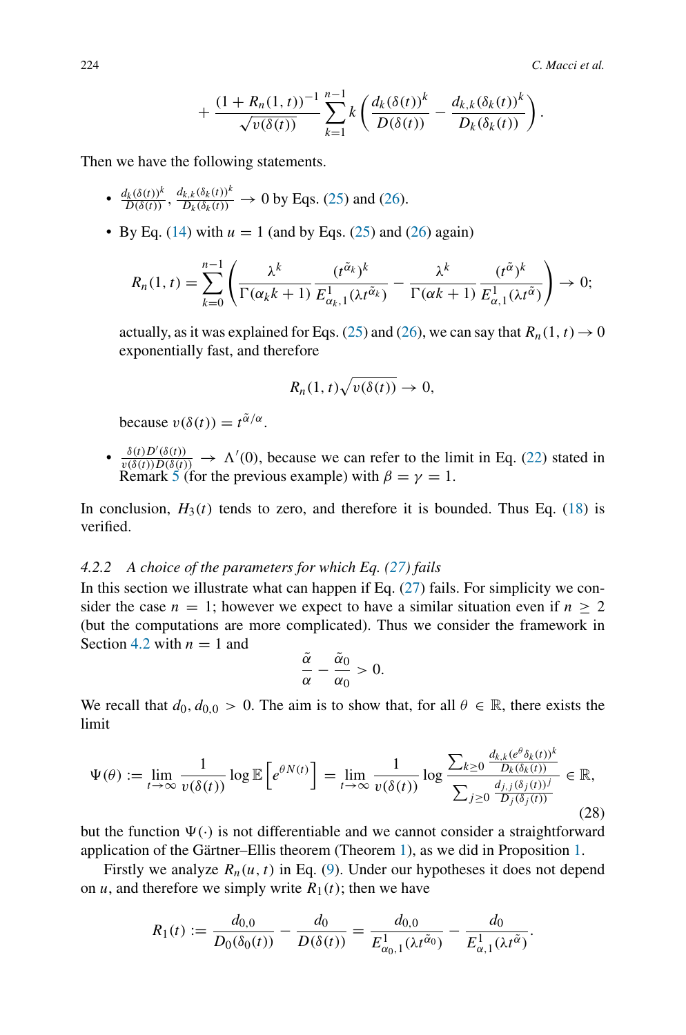$$+\frac{(1+R_n(1,t))^{-1}}{\sqrt{v(\delta(t))}}\sum_{k=1}^{n-1}k\left(\frac{d_k(\delta(t))^k}{D(\delta(t))}-\frac{d_{k,k}(\delta_k(t))^k}{D_k(\delta_k(t))}\right).$$

Then we have the following statements.

- $\frac{d_k(\delta(t))^k}{D(\delta(t))}, \frac{d_{k,k}(\delta_k(t))^k}{D_k(\delta_k(t))} \to 0$ by Eqs. (25) and (26).
- By Eq. (14) with $u = 1$ (and by Eqs. (25) and (26) again)

$$R_n(1,t)=\sum_{k=0}^{n-1}\left(\frac{\lambda^k}{\Gamma(\alpha_k k+1)}\frac{(t^{\tilde{\alpha}_k})^k}{E^1_{\alpha_k,1}(\lambda t^{\tilde{\alpha}_k})}-\frac{\lambda^k}{\Gamma(\alpha k+1)}\frac{(t^{\tilde{\alpha}})^k}{E^1_{\alpha,1}(\lambda t^{\tilde{\alpha}})}\right)\to 0;$$

  actually, as it was explained for Eqs. (25) and (26), we can say that $R_n(1,t) \to 0$ exponentially fast, and therefore

$$R_n(1,t)\sqrt{v(\delta(t))}\to 0,$$

  because $v(\delta(t)) = t^{\tilde{\alpha}/\alpha}$.
- $\frac{\delta(t)D'(\delta(t))}{v(\delta(t))D(\delta(t))} \to \Lambda'(0)$, because we can refer to the limit in Eq. (22) stated in Remark 5 (for the previous example) with $\beta = \gamma = 1$.

In conclusion, $H_3(t)$ tends to zero, and therefore it is bounded. Thus Eq. (18) is verified.

#### 4.2.2 *A choice of the parameters for which Eq. (27) fails*

In this section we illustrate what can happen if Eq. (27) fails. For simplicity we consider the case $n = 1$; however we expect to have a similar situation even if $n \geq 2$ (but the computations are more complicated). Thus we consider the framework in Section 4.2 with $n = 1$ and

$$\frac{\tilde{\alpha}}{\alpha}-\frac{\tilde{\alpha}_0}{\alpha_0}>0.$$

We recall that $d_0, d_{0,0} > 0$. The aim is to show that, for all $\theta \in \mathbb{R}$, there exists the limit

$$\Psi(\theta):=\lim_{t\to\infty}\frac{1}{v(\delta(t))}\log\mathbb{E}\left[e^{\theta N(t)}\right]=\lim_{t\to\infty}\frac{1}{v(\delta(t))}\log\frac{\sum_{k\geq 0}\frac{d_{k,k}(e^{\theta}\delta_k(t))^k}{D_k(\delta_k(t))}}{\sum_{j\geq 0}\frac{d_{j,j}(\delta_j(t))^j}{D_j(\delta_j(t))}}\in\mathbb{R},\tag{28}$$

but the function $\Psi(\cdot)$ is not differentiable and we cannot consider a straightforward application of the Gärtner–Ellis theorem (Theorem 1), as we did in Proposition 1.

Firstly we analyze $R_n(u,t)$ in Eq. (9). Under our hypotheses it does not depend on $u$, and therefore we simply write $R_1(t)$; then we have

$$R_1(t):=\frac{d_{0,0}}{D_0(\delta_0(t))}-\frac{d_0}{D(\delta(t))}=\frac{d_{0,0}}{E^1_{\alpha_0,1}(\lambda t^{\tilde{\alpha}_0})}-\frac{d_0}{E^1_{\alpha,1}(\lambda t^{\tilde{\alpha}})}.$$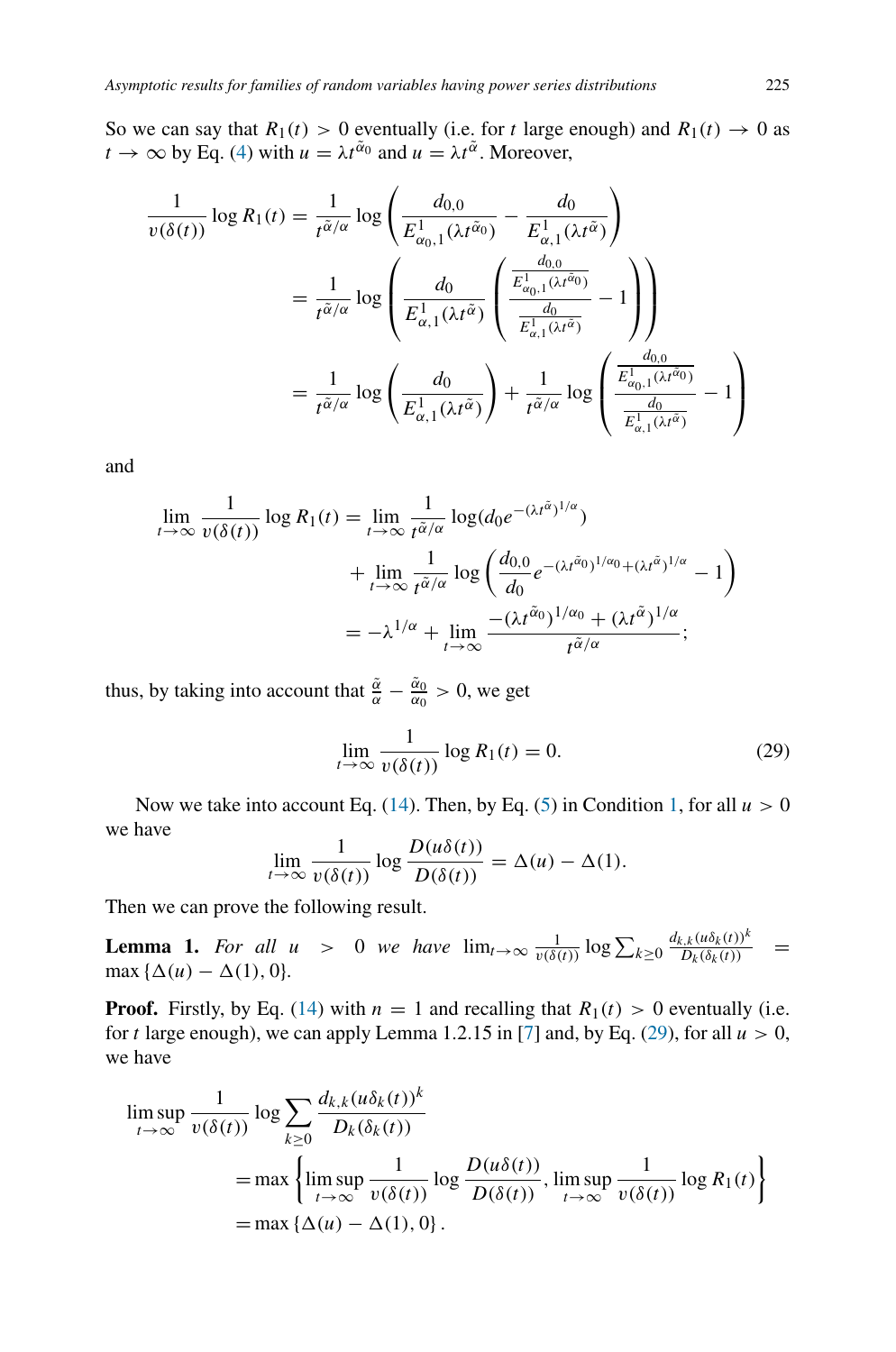So we can say that $R_1(t) > 0$ eventually (i.e. for $t$ large enough) and $R_1(t) \to 0$ as $t \to \infty$ by Eq. (4) with $u = \lambda t^{\tilde{\alpha}_0}$ and $u = \lambda t^{\tilde{\alpha}}$. Moreover,

$$
\begin{aligned}
\frac{1}{v(\delta(t))} \log R_1(t) &= \frac{1}{t^{\tilde{\alpha}/\alpha}} \log \left( \frac{d_{0,0}}{E^1_{\alpha_0,1}(\lambda t^{\tilde{\alpha}_0})} - \frac{d_0}{E^1_{\alpha,1}(\lambda t^{\tilde{\alpha}})} \right) \\
&= \frac{1}{t^{\tilde{\alpha}/\alpha}} \log \left( \frac{d_0}{E^1_{\alpha,1}(\lambda t^{\tilde{\alpha}})} \left( \frac{\frac{d_{0,0}}{E^1_{\alpha_0,1}(\lambda t^{\tilde{\alpha}_0})}}{\frac{d_0}{E^1_{\alpha,1}(\lambda t^{\tilde{\alpha}})}} - 1 \right) \right) \\
&= \frac{1}{t^{\tilde{\alpha}/\alpha}} \log \left( \frac{d_0}{E^1_{\alpha,1}(\lambda t^{\tilde{\alpha}})} \right) + \frac{1}{t^{\tilde{\alpha}/\alpha}} \log \left( \frac{\frac{d_{0,0}}{E^1_{\alpha_0,1}(\lambda t^{\tilde{\alpha}_0})}}{\frac{d_0}{E^1_{\alpha,1}(\lambda t^{\tilde{\alpha}})}} - 1 \right)
\end{aligned}
$$

and

$$
\begin{aligned}
\lim_{t\to\infty} \frac{1}{v(\delta(t))} \log R_1(t) &= \lim_{t\to\infty} \frac{1}{t^{\tilde{\alpha}/\alpha}} \log(d_0 e^{-(\lambda t^{\tilde{\alpha}})^{1/\alpha}}) \\
&\quad + \lim_{t\to\infty} \frac{1}{t^{\tilde{\alpha}/\alpha}} \log \left( \frac{d_{0,0}}{d_0} e^{-(\lambda t^{\tilde{\alpha}_0})^{1/\alpha_0} + (\lambda t^{\tilde{\alpha}})^{1/\alpha}} - 1 \right) \\
&= -\lambda^{1/\alpha} + \lim_{t\to\infty} \frac{-(\lambda t^{\tilde{\alpha}_0})^{1/\alpha_0} + (\lambda t^{\tilde{\alpha}})^{1/\alpha}}{t^{\tilde{\alpha}/\alpha}};
\end{aligned}
$$

thus, by taking into account that $\frac{\tilde{\alpha}}{\alpha} - \frac{\tilde{\alpha}_0}{\alpha_0} > 0$, we get

$$
\lim_{t\to\infty} \frac{1}{v(\delta(t))} \log R_1(t) = 0. \tag{29}
$$

Now we take into account Eq. (14). Then, by Eq. (5) in Condition 1, for all $u > 0$ we have

$$
\lim_{t\to\infty} \frac{1}{v(\delta(t))} \log \frac{D(u\delta(t))}{D(\delta(t))} = \Delta(u) - \Delta(1).
$$

Then we can prove the following result.

**Lemma 1.** *For all $u > 0$ we have* $\lim_{t\to\infty} \frac{1}{v(\delta(t))} \log \sum_{k\geq 0} \frac{d_{k,k}(u\delta_k(t))^k}{D_k(\delta_k(t))} = \max\{\Delta(u) - \Delta(1), 0\}$.

**Proof.** Firstly, by Eq. (14) with $n = 1$ and recalling that $R_1(t) > 0$ eventually (i.e. for $t$ large enough), we can apply Lemma 1.2.15 in [7] and, by Eq. (29), for all $u > 0$, we have

$$
\begin{aligned}
\limsup_{t\to\infty} \frac{1}{v(\delta(t))} \log \sum_{k\geq 0} \frac{d_{k,k}(u\delta_k(t))^k}{D_k(\delta_k(t))} &= \max\left\{ \limsup_{t\to\infty} \frac{1}{v(\delta(t))} \log \frac{D(u\delta(t))}{D(\delta(t))}, \limsup_{t\to\infty} \frac{1}{v(\delta(t))} \log R_1(t) \right\} \\
&= \max\{\Delta(u) - \Delta(1), 0\}.
\end{aligned}
$$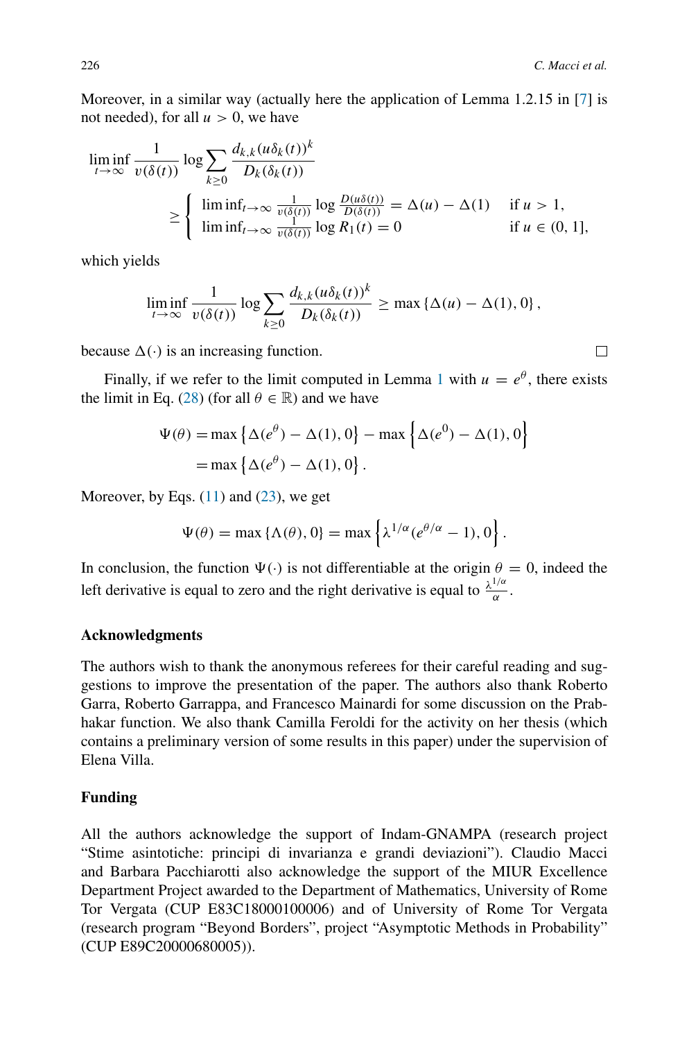Moreover, in a similar way (actually here the application of Lemma 1.2.15 in [7] is not needed), for all $u > 0$, we have

$$
\liminf_{t\to\infty} \frac{1}{v(\delta(t))} \log \sum_{k\geq 0} \frac{d_{k,k}(u\delta_k(t))^k}{D_k(\delta_k(t))} \geq \begin{cases} \liminf_{t\to\infty} \frac{1}{v(\delta(t))} \log \frac{D(u\delta(t))}{D(\delta(t))} = \Delta(u) - \Delta(1) & \text{if } u > 1, \\ \liminf_{t\to\infty} \frac{1}{v(\delta(t))} \log R_1(t) = 0 & \text{if } u \in (0, 1], \end{cases}
$$

which yields

$$
\liminf_{t\to\infty} \frac{1}{v(\delta(t))} \log \sum_{k\geq 0} \frac{d_{k,k}(u\delta_k(t))^k}{D_k(\delta_k(t))} \geq \max\{\Delta(u) - \Delta(1), 0\},
$$

because $\Delta(\cdot)$ is an increasing function. □

Finally, if we refer to the limit computed in Lemma 1 with $u = e^\theta$, there exists the limit in Eq. (28) (for all $\theta \in \mathbb{R}$) and we have

$$
\begin{aligned}
\Psi(\theta) &= \max\left\{\Delta(e^\theta) - \Delta(1), 0\right\} - \max\left\{\Delta(e^0) - \Delta(1), 0\right\} \\
&= \max\left\{\Delta(e^\theta) - \Delta(1), 0\right\}.
\end{aligned}
$$

Moreover, by Eqs. (11) and (23), we get

$$
\Psi(\theta) = \max\{\Lambda(\theta), 0\} = \max\left\{\lambda^{1/\alpha}(e^{\theta/\alpha} - 1), 0\right\}.
$$

In conclusion, the function $\Psi(\cdot)$ is not differentiable at the origin $\theta = 0$, indeed the left derivative is equal to zero and the right derivative is equal to $\frac{\lambda^{1/\alpha}}{\alpha}$.

## Acknowledgments

The authors wish to thank the anonymous referees for their careful reading and suggestions to improve the presentation of the paper. The authors also thank Roberto Garra, Roberto Garrappa, and Francesco Mainardi for some discussion on the Prabhakar function. We also thank Camilla Feroldi for the activity on her thesis (which contains a preliminary version of some results in this paper) under the supervision of Elena Villa.

## Funding

All the authors acknowledge the support of Indam-GNAMPA (research project "Stime asintotiche: principi di invarianza e grandi deviazioni"). Claudio Macci and Barbara Pacchiarotti also acknowledge the support of the MIUR Excellence Department Project awarded to the Department of Mathematics, University of Rome Tor Vergata (CUP E83C18000100006) and of University of Rome Tor Vergata (research program "Beyond Borders", project "Asymptotic Methods in Probability" (CUP E89C20000680005)).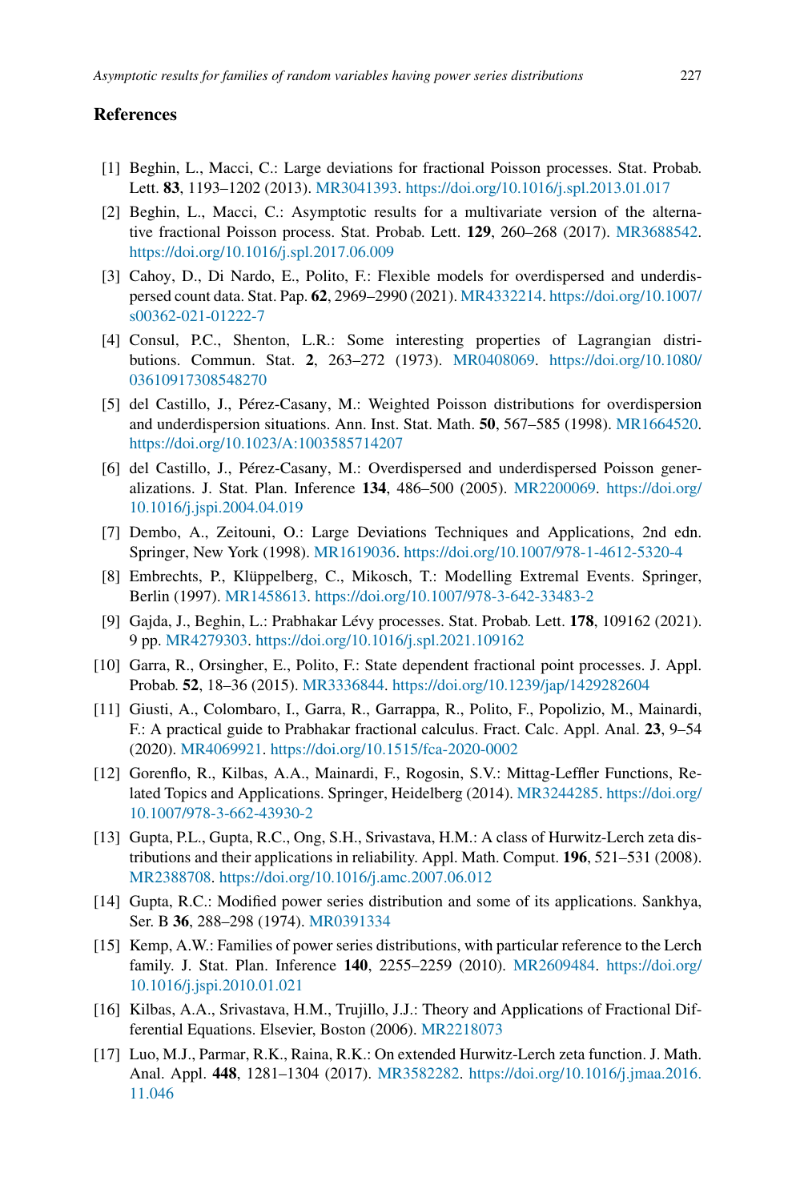## References

[1] Beghin, L., Macci, C.: Large deviations for fractional Poisson processes. Stat. Probab. Lett. **83**, 1193–1202 (2013). MR3041393. https://doi.org/10.1016/j.spl.2013.01.017

[2] Beghin, L., Macci, C.: Asymptotic results for a multivariate version of the alternative fractional Poisson process. Stat. Probab. Lett. **129**, 260–268 (2017). MR3688542. https://doi.org/10.1016/j.spl.2017.06.009

[3] Cahoy, D., Di Nardo, E., Polito, F.: Flexible models for overdispersed and underdispersed count data. Stat. Pap. **62**, 2969–2990 (2021). MR4332214. https://doi.org/10.1007/s00362-021-01222-7

[4] Consul, P.C., Shenton, L.R.: Some interesting properties of Lagrangian distributions. Commun. Stat. **2**, 263–272 (1973). MR0408069. https://doi.org/10.1080/03610917308548270

[5] del Castillo, J., Pérez-Casany, M.: Weighted Poisson distributions for overdispersion and underdispersion situations. Ann. Inst. Stat. Math. **50**, 567–585 (1998). MR1664520. https://doi.org/10.1023/A:1003585714207

[6] del Castillo, J., Pérez-Casany, M.: Overdispersed and underdispersed Poisson generalizations. J. Stat. Plan. Inference **134**, 486–500 (2005). MR2200069. https://doi.org/10.1016/j.jspi.2004.04.019

[7] Dembo, A., Zeitouni, O.: Large Deviations Techniques and Applications, 2nd edn. Springer, New York (1998). MR1619036. https://doi.org/10.1007/978-1-4612-5320-4

[8] Embrechts, P., Klüppelberg, C., Mikosch, T.: Modelling Extremal Events. Springer, Berlin (1997). MR1458613. https://doi.org/10.1007/978-3-642-33483-2

[9] Gajda, J., Beghin, L.: Prabhakar Lévy processes. Stat. Probab. Lett. **178**, 109162 (2021). 9 pp. MR4279303. https://doi.org/10.1016/j.spl.2021.109162

[10] Garra, R., Orsingher, E., Polito, F.: State dependent fractional point processes. J. Appl. Probab. **52**, 18–36 (2015). MR3336844. https://doi.org/10.1239/jap/1429282604

[11] Giusti, A., Colombaro, I., Garra, R., Garrappa, R., Polito, F., Popolizio, M., Mainardi, F.: A practical guide to Prabhakar fractional calculus. Fract. Calc. Appl. Anal. **23**, 9–54 (2020). MR4069921. https://doi.org/10.1515/fca-2020-0002

[12] Gorenflo, R., Kilbas, A.A., Mainardi, F., Rogosin, S.V.: Mittag-Leffler Functions, Related Topics and Applications. Springer, Heidelberg (2014). MR3244285. https://doi.org/10.1007/978-3-662-43930-2

[13] Gupta, P.L., Gupta, R.C., Ong, S.H., Srivastava, H.M.: A class of Hurwitz-Lerch zeta distributions and their applications in reliability. Appl. Math. Comput. **196**, 521–531 (2008). MR2388708. https://doi.org/10.1016/j.amc.2007.06.012

[14] Gupta, R.C.: Modified power series distribution and some of its applications. Sankhya, Ser. B **36**, 288–298 (1974). MR0391334

[15] Kemp, A.W.: Families of power series distributions, with particular reference to the Lerch family. J. Stat. Plan. Inference **140**, 2255–2259 (2010). MR2609484. https://doi.org/10.1016/j.jspi.2010.01.021

[16] Kilbas, A.A., Srivastava, H.M., Trujillo, J.J.: Theory and Applications of Fractional Differential Equations. Elsevier, Boston (2006). MR2218073

[17] Luo, M.J., Parmar, R.K., Raina, R.K.: On extended Hurwitz-Lerch zeta function. J. Math. Anal. Appl. **448**, 1281–1304 (2017). MR3582282. https://doi.org/10.1016/j.jmaa.2016.11.046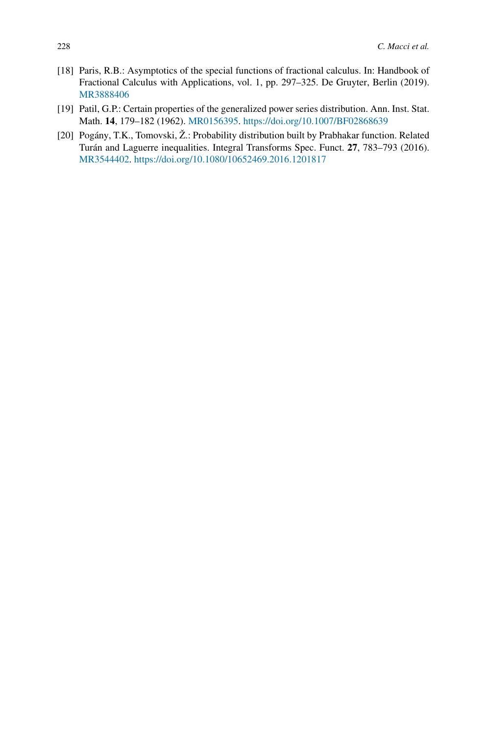[18] Paris, R.B.: Asymptotics of the special functions of fractional calculus. In: Handbook of Fractional Calculus with Applications, vol. 1, pp. 297–325. De Gruyter, Berlin (2019). MR3888406

[19] Patil, G.P.: Certain properties of the generalized power series distribution. Ann. Inst. Stat. Math. **14**, 179–182 (1962). MR0156395. https://doi.org/10.1007/BF02868639

[20] Pogány, T.K., Tomovski, Ž.: Probability distribution built by Prabhakar function. Related Turán and Laguerre inequalities. Integral Transforms Spec. Funct. **27**, 783–793 (2016). MR3544402. https://doi.org/10.1080/10652469.2016.1201817